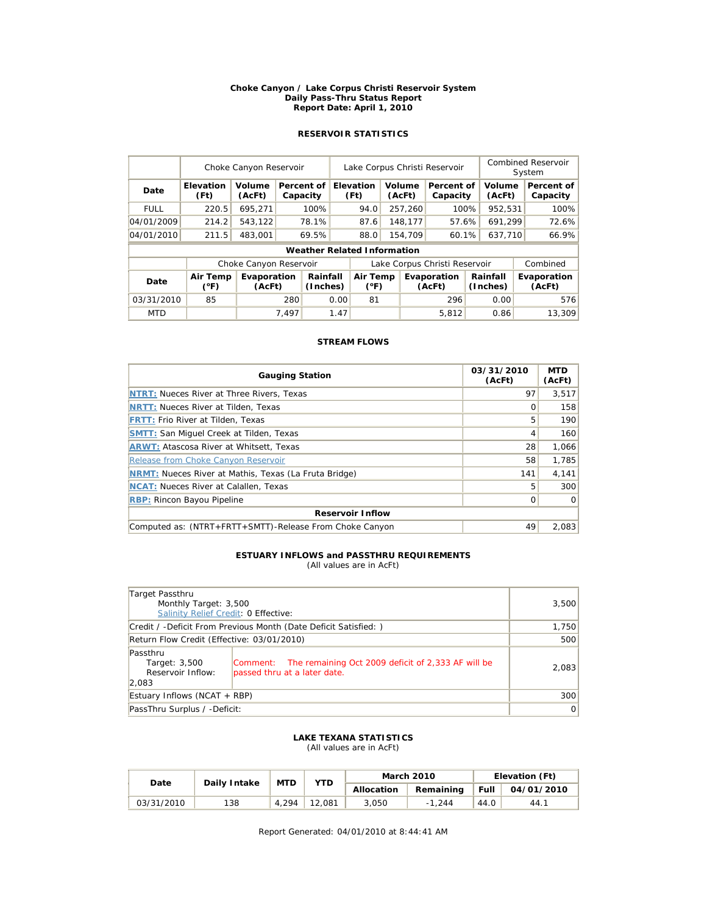**Choke Canyon / Lake Corpus Christi Reservoir System**
**Daily Pass-Thru Status Report**
**Report Date: April 1, 2010**

## RESERVOIR STATISTICS

| | Choke Canyon Reservoir | | | Lake Corpus Christi Reservoir | | | Combined Reservoir System | |
|---|---|---|---|---|---|---|---|---|
| **Date** | **Elevation (Ft)** | **Volume (AcFt)** | **Percent of Capacity** | **Elevation (Ft)** | **Volume (AcFt)** | **Percent of Capacity** | **Volume (AcFt)** | **Percent of Capacity** |
| FULL | 220.5 | 695,271 | 100% | 94.0 | 257,260 | 100% | 952,531 | 100% |
| 04/01/2009 | 214.2 | 543,122 | 78.1% | 87.6 | 148,177 | 57.6% | 691,299 | 72.6% |
| 04/01/2010 | 211.5 | 483,001 | 69.5% | 88.0 | 154,709 | 60.1% | 637,710 | 66.9% |

**Weather Related Information**

| | Choke Canyon Reservoir | | | Lake Corpus Christi Reservoir | | | Combined |
|---|---|---|---|---|---|---|---|
| **Date** | **Air Temp (°F)** | **Evaporation (AcFt)** | **Rainfall (Inches)** | **Air Temp (°F)** | **Evaporation (AcFt)** | **Rainfall (Inches)** | **Evaporation (AcFt)** |
| 03/31/2010 | 85 | 280 | 0.00 | 81 | 296 | 0.00 | 576 |
| MTD | | 7,497 | 1.47 | | 5,812 | 0.86 | 13,309 |

## STREAM FLOWS

| Gauging Station | 03/31/2010 (AcFt) | MTD (AcFt) |
|---|---|---|
| **NTRT:** Nueces River at Three Rivers, Texas | 97 | 3,517 |
| **NRTT:** Nueces River at Tilden, Texas | 0 | 158 |
| **FRTT:** Frio River at Tilden, Texas | 5 | 190 |
| **SMTT:** San Miguel Creek at Tilden, Texas | 4 | 160 |
| **ARWT:** Atascosa River at Whitsett, Texas | 28 | 1,066 |
| Release from Choke Canyon Reservoir | 58 | 1,785 |
| **NRMT:** Nueces River at Mathis, Texas (La Fruta Bridge) | 141 | 4,141 |
| **NCAT:** Nueces River at Calallen, Texas | 5 | 300 |
| **RBP:** Rincon Bayou Pipeline | 0 | 0 |
| **Reservoir Inflow** | | |
| Computed as: (NTRT+FRTT+SMTT)-Release From Choke Canyon | 49 | 2,083 |

## ESTUARY INFLOWS and PASSTHRU REQUIREMENTS

(All values are in AcFt)

| | | |
|---|---|---|
| Target Passthru<br>Monthly Target: 3,500<br>Salinity Relief Credit: 0 Effective: | | 3,500 |
| Credit / -Deficit From Previous Month (Date Deficit Satisfied: ) | | 1,750 |
| Return Flow Credit (Effective: 03/01/2010) | | 500 |
| Passthru<br>Target: 3,500<br>Reservoir Inflow: 2,083 | Comment: The remaining Oct 2009 deficit of 2,333 AF will be passed thru at a later date. | 2,083 |
| Estuary Inflows (NCAT + RBP) | | 300 |
| PassThru Surplus / -Deficit: | | 0 |

## LAKE TEXANA STATISTICS

(All values are in AcFt)

| Date | Daily Intake | MTD | YTD | March 2010 | | Elevation (Ft) | |
|---|---|---|---|---|---|---|---|
| | | | | **Allocation** | **Remaining** | **Full** | **04/01/2010** |
| 03/31/2010 | 138 | 4,294 | 12,081 | 3,050 | -1,244 | 44.0 | 44.1 |

Report Generated: 04/01/2010 at 8:44:41 AM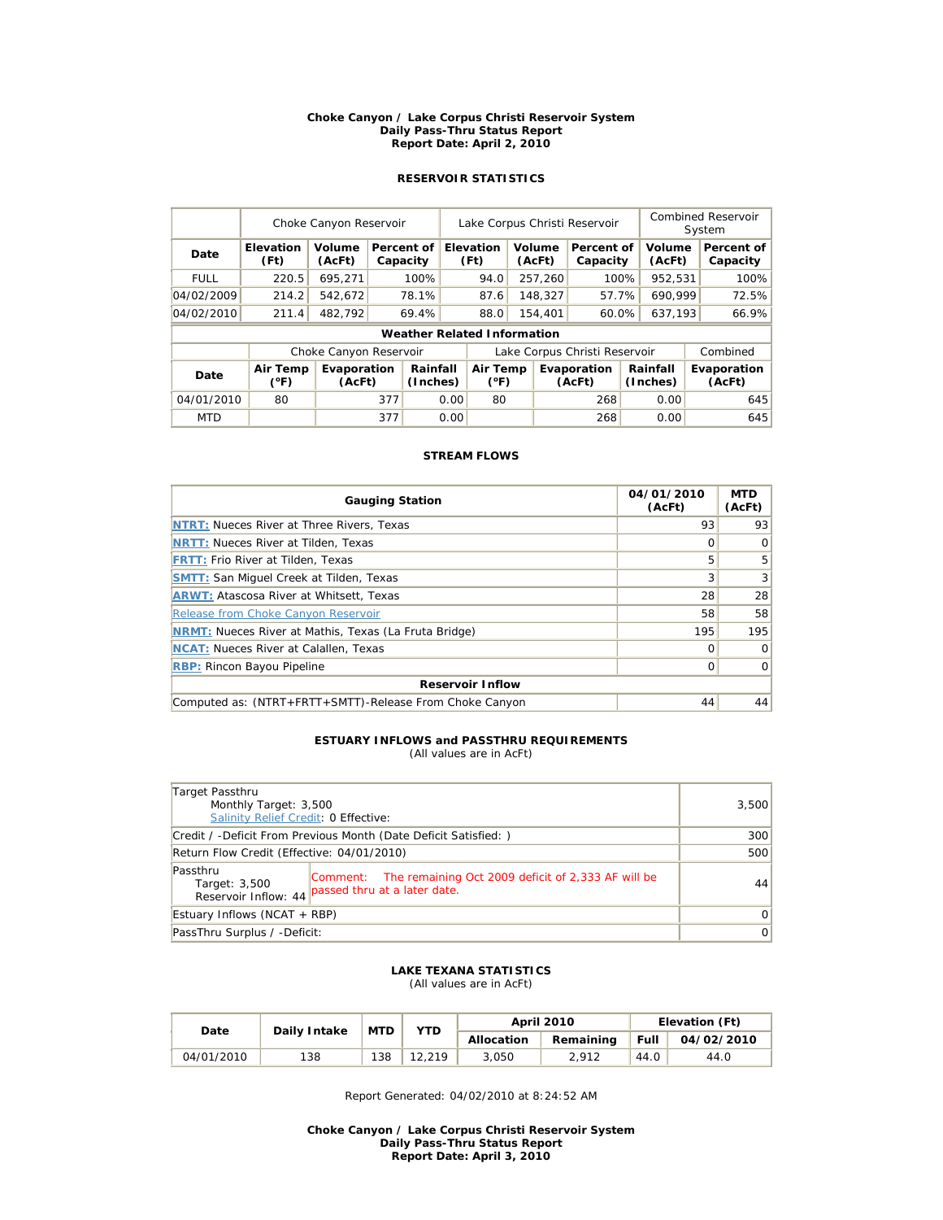**Choke Canyon / Lake Corpus Christi Reservoir System**
**Daily Pass-Thru Status Report**
**Report Date: April 2, 2010**

### RESERVOIR STATISTICS

| | Choke Canyon Reservoir | | | Lake Corpus Christi Reservoir | | | Combined Reservoir System | |
|---|---|---|---|---|---|---|---|---|
| **Date** | **Elevation (Ft)** | **Volume (AcFt)** | **Percent of Capacity** | **Elevation (Ft)** | **Volume (AcFt)** | **Percent of Capacity** | **Volume (AcFt)** | **Percent of Capacity** |
| FULL | 220.5 | 695,271 | 100% | 94.0 | 257,260 | 100% | 952,531 | 100% |
| 04/02/2009 | 214.2 | 542,672 | 78.1% | 87.6 | 148,327 | 57.7% | 690,999 | 72.5% |
| 04/02/2010 | 211.4 | 482,792 | 69.4% | 88.0 | 154,401 | 60.0% | 637,193 | 66.9% |

**Weather Related Information**

| | Choke Canyon Reservoir | | | Lake Corpus Christi Reservoir | | | Combined |
|---|---|---|---|---|---|---|---|
| **Date** | **Air Temp (°F)** | **Evaporation (AcFt)** | **Rainfall (Inches)** | **Air Temp (°F)** | **Evaporation (AcFt)** | **Rainfall (Inches)** | **Evaporation (AcFt)** |
| 04/01/2010 | 80 | 377 | 0.00 | 80 | 268 | 0.00 | 645 |
| MTD | | 377 | 0.00 | | 268 | 0.00 | 645 |

### STREAM FLOWS

| Gauging Station | 04/01/2010 (AcFt) | MTD (AcFt) |
|---|---|---|
| **NTRT:** Nueces River at Three Rivers, Texas | 93 | 93 |
| **NRTT:** Nueces River at Tilden, Texas | 0 | 0 |
| **FRTT:** Frio River at Tilden, Texas | 5 | 5 |
| **SMTT:** San Miguel Creek at Tilden, Texas | 3 | 3 |
| **ARWT:** Atascosa River at Whitsett, Texas | 28 | 28 |
| Release from Choke Canyon Reservoir | 58 | 58 |
| **NRMT:** Nueces River at Mathis, Texas (La Fruta Bridge) | 195 | 195 |
| **NCAT:** Nueces River at Calallen, Texas | 0 | 0 |
| **RBP:** Rincon Bayou Pipeline | 0 | 0 |
| **Reservoir Inflow** | | |
| Computed as: (NTRT+FRTT+SMTT)-Release From Choke Canyon | 44 | 44 |

### ESTUARY INFLOWS and PASSTHRU REQUIREMENTS
(All values are in AcFt)

| | |
|---|---|
| Target Passthru<br>Monthly Target: 3,500<br>Salinity Relief Credit: 0 Effective: | 3,500 |
| Credit / -Deficit From Previous Month (Date Deficit Satisfied: ) | 300 |
| Return Flow Credit (Effective: 04/01/2010) | 500 |
| Passthru<br>Target: 3,500<br>Reservoir Inflow: 44<br>Comment: The remaining Oct 2009 deficit of 2,333 AF will be passed thru at a later date. | 44 |
| Estuary Inflows (NCAT + RBP) | 0 |
| PassThru Surplus / -Deficit: | 0 |

### LAKE TEXANA STATISTICS
(All values are in AcFt)

| Date | Daily Intake | MTD | YTD | April 2010 Allocation | April 2010 Remaining | Elevation (Ft) Full | Elevation (Ft) 04/02/2010 |
|---|---|---|---|---|---|---|---|
| 04/01/2010 | 138 | 138 | 12,219 | 3,050 | 2,912 | 44.0 | 44.0 |

Report Generated: 04/02/2010 at 8:24:52 AM

**Choke Canyon / Lake Corpus Christi Reservoir System**
**Daily Pass-Thru Status Report**
**Report Date: April 3, 2010**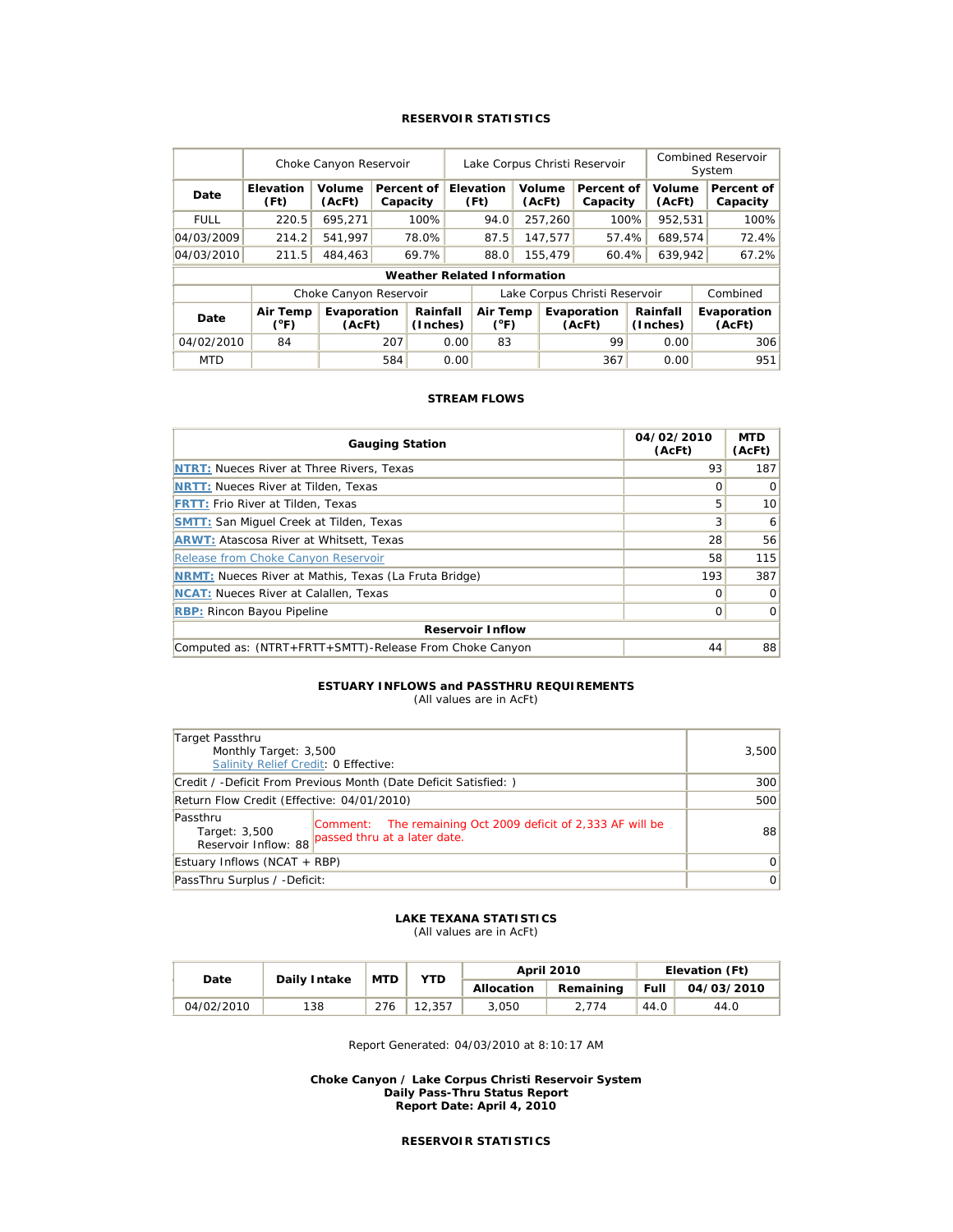### RESERVOIR STATISTICS

| Date | Choke Canyon Reservoir | | | Lake Corpus Christi Reservoir | | | Combined Reservoir System | |
|---|---|---|---|---|---|---|---|---|
| | Elevation (Ft) | Volume (AcFt) | Percent of Capacity | Elevation (Ft) | Volume (AcFt) | Percent of Capacity | Volume (AcFt) | Percent of Capacity |
| FULL | 220.5 | 695,271 | 100% | 94.0 | 257,260 | 100% | 952,531 | 100% |
| 04/03/2009 | 214.2 | 541,997 | 78.0% | 87.5 | 147,577 | 57.4% | 689,574 | 72.4% |
| 04/03/2010 | 211.5 | 484,463 | 69.7% | 88.0 | 155,479 | 60.4% | 639,942 | 67.2% |

**Weather Related Information**

| Date | Choke Canyon Reservoir | | | Lake Corpus Christi Reservoir | | | Combined |
|---|---|---|---|---|---|---|---|
| | Air Temp (°F) | Evaporation (AcFt) | Rainfall (Inches) | Air Temp (°F) | Evaporation (AcFt) | Rainfall (Inches) | Evaporation (AcFt) |
| 04/02/2010 | 84 | 207 | 0.00 | 83 | 99 | 0.00 | 306 |
| MTD | | 584 | 0.00 | | 367 | 0.00 | 951 |

### STREAM FLOWS

| Gauging Station | 04/02/2010 (AcFt) | MTD (AcFt) |
|---|---|---|
| NTRT: Nueces River at Three Rivers, Texas | 93 | 187 |
| NRTT: Nueces River at Tilden, Texas | 0 | 0 |
| FRTT: Frio River at Tilden, Texas | 5 | 10 |
| SMTT: San Miguel Creek at Tilden, Texas | 3 | 6 |
| ARWT: Atascosa River at Whitsett, Texas | 28 | 56 |
| Release from Choke Canyon Reservoir | 58 | 115 |
| NRMT: Nueces River at Mathis, Texas (La Fruta Bridge) | 193 | 387 |
| NCAT: Nueces River at Calallen, Texas | 0 | 0 |
| RBP: Rincon Bayou Pipeline | 0 | 0 |
| **Reservoir Inflow** | | |
| Computed as: (NTRT+FRTT+SMTT)-Release From Choke Canyon | 44 | 88 |

### ESTUARY INFLOWS and PASSTHRU REQUIREMENTS

(All values are in AcFt)

| | |
|---|---|
| Target Passthru<br>Monthly Target: 3,500<br>Salinity Relief Credit: 0 Effective: | 3,500 |
| Credit / -Deficit From Previous Month (Date Deficit Satisfied: ) | 300 |
| Return Flow Credit (Effective: 04/01/2010) | 500 |
| Passthru<br>Target: 3,500<br>Reservoir Inflow: 88<br>Comment: The remaining Oct 2009 deficit of 2,333 AF will be passed thru at a later date. | 88 |
| Estuary Inflows (NCAT + RBP) | 0 |
| PassThru Surplus / -Deficit: | 0 |

### LAKE TEXANA STATISTICS

(All values are in AcFt)

| Date | Daily Intake | MTD | YTD | April 2010 | | Elevation (Ft) | |
|---|---|---|---|---|---|---|---|
| | | | | Allocation | Remaining | Full | 04/03/2010 |
| 04/02/2010 | 138 | 276 | 12,357 | 3,050 | 2,774 | 44.0 | 44.0 |

Report Generated: 04/03/2010 at 8:10:17 AM

**Choke Canyon / Lake Corpus Christi Reservoir System**
**Daily Pass-Thru Status Report**
**Report Date: April 4, 2010**

### RESERVOIR STATISTICS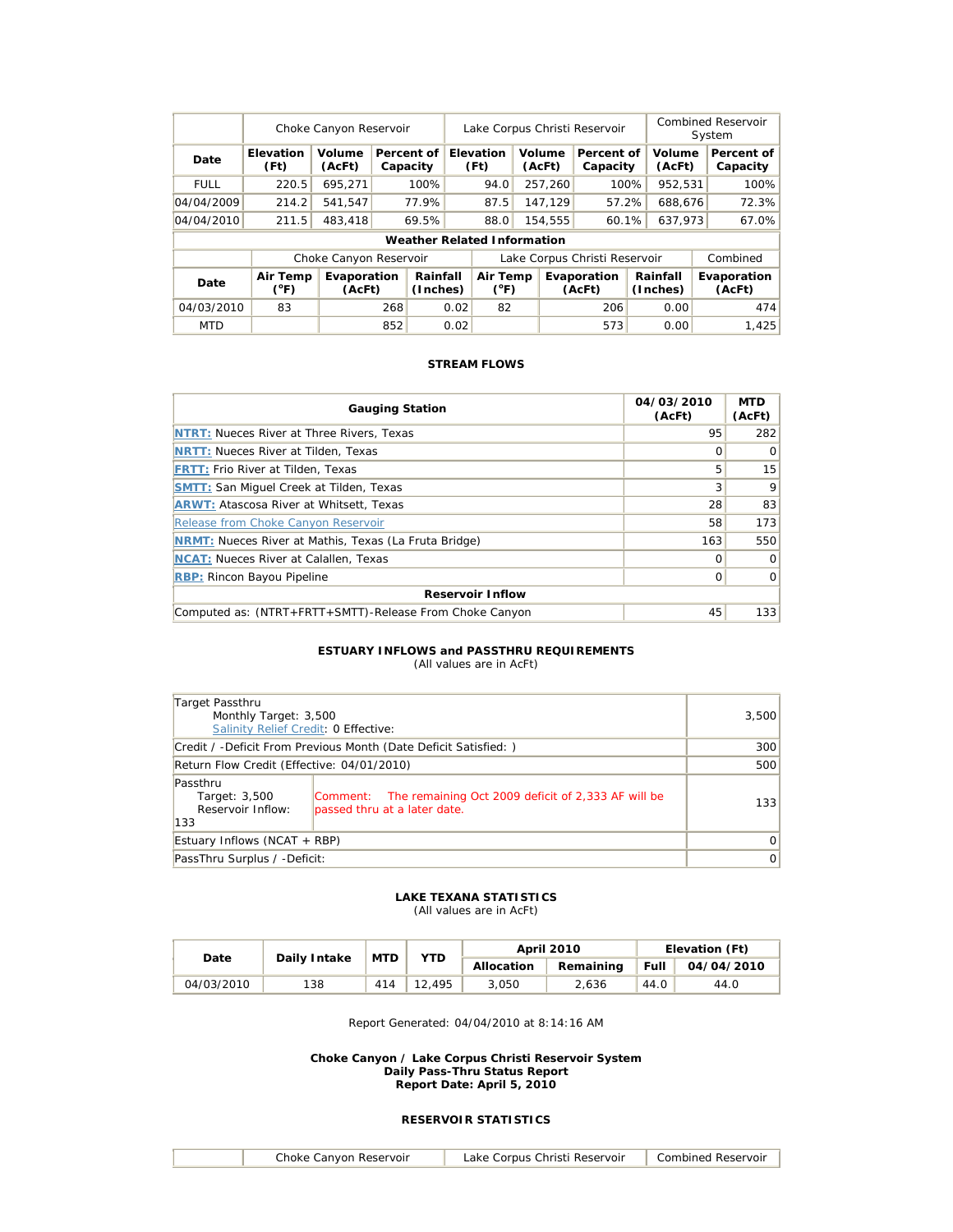| Date | Choke Canyon Reservoir | | | Lake Corpus Christi Reservoir | | | Combined Reservoir System | |
|---|---|---|---|---|---|---|---|---|
| | Elevation (Ft) | Volume (AcFt) | Percent of Capacity | Elevation (Ft) | Volume (AcFt) | Percent of Capacity | Volume (AcFt) | Percent of Capacity |
| FULL | 220.5 | 695,271 | 100% | 94.0 | 257,260 | 100% | 952,531 | 100% |
| 04/04/2009 | 214.2 | 541,547 | 77.9% | 87.5 | 147,129 | 57.2% | 688,676 | 72.3% |
| 04/04/2010 | 211.5 | 483,418 | 69.5% | 88.0 | 154,555 | 60.1% | 637,973 | 67.0% |

**Weather Related Information**

| Date | Choke Canyon Reservoir | | | Lake Corpus Christi Reservoir | | | Combined |
|---|---|---|---|---|---|---|---|
| | Air Temp (°F) | Evaporation (AcFt) | Rainfall (Inches) | Air Temp (°F) | Evaporation (AcFt) | Rainfall (Inches) | Evaporation (AcFt) |
| 04/03/2010 | 83 | 268 | 0.02 | 82 | 206 | 0.00 | 474 |
| MTD | | 852 | 0.02 | | 573 | 0.00 | 1,425 |

### STREAM FLOWS

| Gauging Station | 04/03/2010 (AcFt) | MTD (AcFt) |
|---|---|---|
| NTRT: Nueces River at Three Rivers, Texas | 95 | 282 |
| NRTT: Nueces River at Tilden, Texas | 0 | 0 |
| FRTT: Frio River at Tilden, Texas | 5 | 15 |
| SMTT: San Miguel Creek at Tilden, Texas | 3 | 9 |
| ARWT: Atascosa River at Whitsett, Texas | 28 | 83 |
| Release from Choke Canyon Reservoir | 58 | 173 |
| NRMT: Nueces River at Mathis, Texas (La Fruta Bridge) | 163 | 550 |
| NCAT: Nueces River at Calallen, Texas | 0 | 0 |
| RBP: Rincon Bayou Pipeline | 0 | 0 |
| **Reservoir Inflow** | | |
| Computed as: (NTRT+FRTT+SMTT)-Release From Choke Canyon | 45 | 133 |

### ESTUARY INFLOWS and PASSTHRU REQUIREMENTS

(All values are in AcFt)

| | | |
|---|---|---|
| Target Passthru<br>Monthly Target: 3,500<br>Salinity Relief Credit: 0 Effective: | | 3,500 |
| Credit / -Deficit From Previous Month (Date Deficit Satisfied: ) | | 300 |
| Return Flow Credit (Effective: 04/01/2010) | | 500 |
| Passthru<br>Target: 3,500<br>Reservoir Inflow: 133 | Comment: The remaining Oct 2009 deficit of 2,333 AF will be passed thru at a later date. | 133 |
| Estuary Inflows (NCAT + RBP) | | 0 |
| PassThru Surplus / -Deficit: | | 0 |

### LAKE TEXANA STATISTICS

(All values are in AcFt)

| Date | Daily Intake | MTD | YTD | April 2010 | | Elevation (Ft) | |
|---|---|---|---|---|---|---|---|
| | | | | Allocation | Remaining | Full | 04/04/2010 |
| 04/03/2010 | 138 | 414 | 12,495 | 3,050 | 2,636 | 44.0 | 44.0 |

Report Generated: 04/04/2010 at 8:14:16 AM

**Choke Canyon / Lake Corpus Christi Reservoir System**
**Daily Pass-Thru Status Report**
**Report Date: April 5, 2010**

### RESERVOIR STATISTICS

| | Choke Canyon Reservoir | Lake Corpus Christi Reservoir | Combined Reservoir |
|---|---|---|---|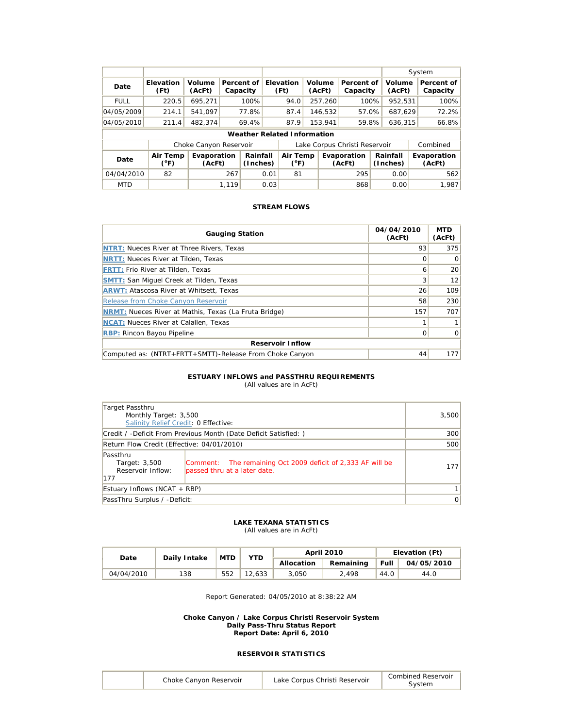| | | | | | | | System | |
|---|---|---|---|---|---|---|---|---|
| Date | Elevation (Ft) | Volume (AcFt) | Percent of Capacity | Elevation (Ft) | Volume (AcFt) | Percent of Capacity | Volume (AcFt) | Percent of Capacity |
| FULL | 220.5 | 695,271 | 100% | 94.0 | 257,260 | 100% | 952,531 | 100% |
| 04/05/2009 | 214.1 | 541,097 | 77.8% | 87.4 | 146,532 | 57.0% | 687,629 | 72.2% |
| 04/05/2010 | 211.4 | 482,374 | 69.4% | 87.9 | 153,941 | 59.8% | 636,315 | 66.8% |

**Weather Related Information**

| | Choke Canyon Reservoir | | | Lake Corpus Christi Reservoir | | | Combined |
|---|---|---|---|---|---|---|---|
| Date | Air Temp (°F) | Evaporation (AcFt) | Rainfall (Inches) | Air Temp (°F) | Evaporation (AcFt) | Rainfall (Inches) | Evaporation (AcFt) |
| 04/04/2010 | 82 | 267 | 0.01 | 81 | 295 | 0.00 | 562 |
| MTD | | 1,119 | 0.03 | | 868 | 0.00 | 1,987 |

**STREAM FLOWS**

| Gauging Station | 04/04/2010 (AcFt) | MTD (AcFt) |
|---|---|---|
| NTRT: Nueces River at Three Rivers, Texas | 93 | 375 |
| NRTT: Nueces River at Tilden, Texas | 0 | 0 |
| FRTT: Frio River at Tilden, Texas | 6 | 20 |
| SMTT: San Miguel Creek at Tilden, Texas | 3 | 12 |
| ARWT: Atascosa River at Whitsett, Texas | 26 | 109 |
| Release from Choke Canyon Reservoir | 58 | 230 |
| NRMT: Nueces River at Mathis, Texas (La Fruta Bridge) | 157 | 707 |
| NCAT: Nueces River at Calallen, Texas | 1 | 1 |
| RBP: Rincon Bayou Pipeline | 0 | 0 |
| **Reservoir Inflow** | | |
| Computed as: (NTRT+FRTT+SMTT)-Release From Choke Canyon | 44 | 177 |

**ESTUARY INFLOWS and PASSTHRU REQUIREMENTS**
(All values are in AcFt)

| | |
|---|---|
| Target Passthru<br>Monthly Target: 3,500<br>Salinity Relief Credit: 0 Effective: | 3,500 |
| Credit / -Deficit From Previous Month (Date Deficit Satisfied: ) | 300 |
| Return Flow Credit (Effective: 04/01/2010) | 500 |
| Passthru<br>Target: 3,500<br>Reservoir Inflow: 177<br>Comment: The remaining Oct 2009 deficit of 2,333 AF will be passed thru at a later date. | 177 |
| Estuary Inflows (NCAT + RBP) | 1 |
| PassThru Surplus / -Deficit: | 0 |

**LAKE TEXANA STATISTICS**
(All values are in AcFt)

| Date | Daily Intake | MTD | YTD | April 2010 | | Elevation (Ft) | |
|---|---|---|---|---|---|---|---|
| | | | | Allocation | Remaining | Full | 04/05/2010 |
| 04/04/2010 | 138 | 552 | 12,633 | 3,050 | 2,498 | 44.0 | 44.0 |

Report Generated: 04/05/2010 at 8:38:22 AM

**Choke Canyon / Lake Corpus Christi Reservoir System**
**Daily Pass-Thru Status Report**
**Report Date: April 6, 2010**

**RESERVOIR STATISTICS**

| | Choke Canyon Reservoir | Lake Corpus Christi Reservoir | Combined Reservoir System |
|---|---|---|---|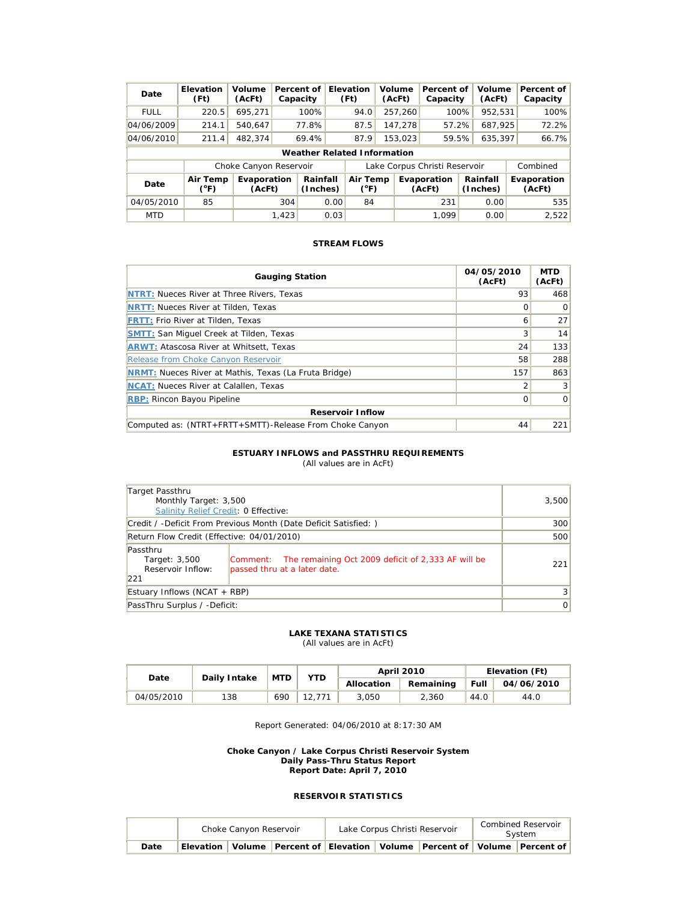| Date | Elevation (Ft) | Volume (AcFt) | Percent of Capacity | Elevation (Ft) | Volume (AcFt) | Percent of Capacity | Volume (AcFt) | Percent of Capacity |
|---|---|---|---|---|---|---|---|---|
| FULL | 220.5 | 695,271 | 100% | 94.0 | 257,260 | 100% | 952,531 | 100% |
| 04/06/2009 | 214.1 | 540,647 | 77.8% | 87.5 | 147,278 | 57.2% | 687,925 | 72.2% |
| 04/06/2010 | 211.4 | 482,374 | 69.4% | 87.9 | 153,023 | 59.5% | 635,397 | 66.7% |

**Weather Related Information**

| | Choke Canyon Reservoir | | | Lake Corpus Christi Reservoir | | | Combined |
|---|---|---|---|---|---|---|---|
| Date | Air Temp (°F) | Evaporation (AcFt) | Rainfall (Inches) | Air Temp (°F) | Evaporation (AcFt) | Rainfall (Inches) | Evaporation (AcFt) |
| 04/05/2010 | 85 | 304 | 0.00 | 84 | 231 | 0.00 | 535 |
| MTD | | 1,423 | 0.03 | | 1,099 | 0.00 | 2,522 |

### STREAM FLOWS

| Gauging Station | 04/05/2010 (AcFt) | MTD (AcFt) |
|---|---|---|
| NTRT: Nueces River at Three Rivers, Texas | 93 | 468 |
| NRTT: Nueces River at Tilden, Texas | 0 | 0 |
| FRTT: Frio River at Tilden, Texas | 6 | 27 |
| SMTT: San Miguel Creek at Tilden, Texas | 3 | 14 |
| ARWT: Atascosa River at Whitsett, Texas | 24 | 133 |
| Release from Choke Canyon Reservoir | 58 | 288 |
| NRMT: Nueces River at Mathis, Texas (La Fruta Bridge) | 157 | 863 |
| NCAT: Nueces River at Calallen, Texas | 2 | 3 |
| RBP: Rincon Bayou Pipeline | 0 | 0 |
| **Reservoir Inflow** | | |
| Computed as: (NTRT+FRTT+SMTT)-Release From Choke Canyon | 44 | 221 |

### ESTUARY INFLOWS and PASSTHRU REQUIREMENTS

(All values are in AcFt)

| | | |
|---|---|---|
| Target Passthru<br>Monthly Target: 3,500<br>Salinity Relief Credit: 0 Effective: | | 3,500 |
| Credit / -Deficit From Previous Month (Date Deficit Satisfied: ) | | 300 |
| Return Flow Credit (Effective: 04/01/2010) | | 500 |
| Passthru<br>Target: 3,500<br>Reservoir Inflow: 221 | Comment: The remaining Oct 2009 deficit of 2,333 AF will be passed thru at a later date. | 221 |
| Estuary Inflows (NCAT + RBP) | | 3 |
| PassThru Surplus / -Deficit: | | 0 |

### LAKE TEXANA STATISTICS

(All values are in AcFt)

| Date | Daily Intake | MTD | YTD | April 2010 | | Elevation (Ft) | |
|---|---|---|---|---|---|---|---|
| | | | | Allocation | Remaining | Full | 04/06/2010 |
| 04/05/2010 | 138 | 690 | 12,771 | 3,050 | 2,360 | 44.0 | 44.0 |

Report Generated: 04/06/2010 at 8:17:30 AM

**Choke Canyon / Lake Corpus Christi Reservoir System**
**Daily Pass-Thru Status Report**
**Report Date: April 7, 2010**

### RESERVOIR STATISTICS

| | Choke Canyon Reservoir | | | Lake Corpus Christi Reservoir | | | Combined Reservoir System | |
|---|---|---|---|---|---|---|---|---|
| Date | Elevation | Volume | Percent of | Elevation | Volume | Percent of | Volume | Percent of |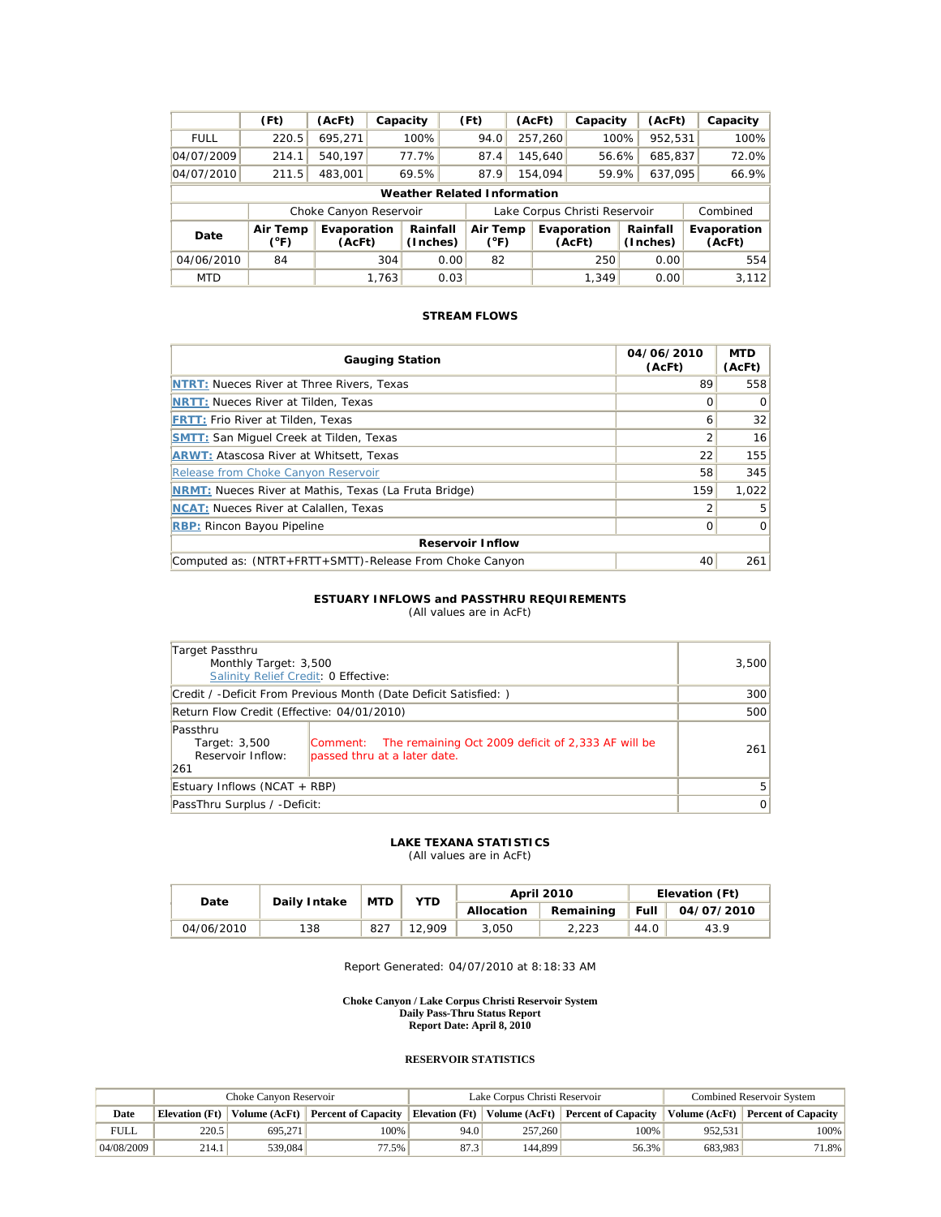| | (Ft) | (AcFt) | Capacity | (Ft) | (AcFt) | Capacity | (AcFt) | Capacity |
|---|---|---|---|---|---|---|---|---|
| FULL | 220.5 | 695,271 | 100% | 94.0 | 257,260 | 100% | 952,531 | 100% |
| 04/07/2009 | 214.1 | 540,197 | 77.7% | 87.4 | 145,640 | 56.6% | 685,837 | 72.0% |
| 04/07/2010 | 211.5 | 483,001 | 69.5% | 87.9 | 154,094 | 59.9% | 637,095 | 66.9% |

**Weather Related Information**

| | Choke Canyon Reservoir | | | Lake Corpus Christi Reservoir | | | Combined |
|---|---|---|---|---|---|---|---|
| Date | Air Temp (°F) | Evaporation (AcFt) | Rainfall (Inches) | Air Temp (°F) | Evaporation (AcFt) | Rainfall (Inches) | Evaporation (AcFt) |
| 04/06/2010 | 84 | 304 | 0.00 | 82 | 250 | 0.00 | 554 |
| MTD | | 1,763 | 0.03 | | 1,349 | 0.00 | 3,112 |

### STREAM FLOWS

| Gauging Station | 04/06/2010 (AcFt) | MTD (AcFt) |
|---|---|---|
| NTRT: Nueces River at Three Rivers, Texas | 89 | 558 |
| NRTT: Nueces River at Tilden, Texas | 0 | 0 |
| FRTT: Frio River at Tilden, Texas | 6 | 32 |
| SMTT: San Miguel Creek at Tilden, Texas | 2 | 16 |
| ARWT: Atascosa River at Whitsett, Texas | 22 | 155 |
| Release from Choke Canyon Reservoir | 58 | 345 |
| NRMT: Nueces River at Mathis, Texas (La Fruta Bridge) | 159 | 1,022 |
| NCAT: Nueces River at Calallen, Texas | 2 | 5 |
| RBP: Rincon Bayou Pipeline | 0 | 0 |
| **Reservoir Inflow** | | |
| Computed as: (NTRT+FRTT+SMTT)-Release From Choke Canyon | 40 | 261 |

### ESTUARY INFLOWS and PASSTHRU REQUIREMENTS

(All values are in AcFt)

| | | |
|---|---|---|
| Target Passthru<br>Monthly Target: 3,500<br>Salinity Relief Credit: 0 Effective: | | 3,500 |
| Credit / -Deficit From Previous Month (Date Deficit Satisfied: ) | | 300 |
| Return Flow Credit (Effective: 04/01/2010) | | 500 |
| Passthru<br>Target: 3,500<br>Reservoir Inflow: 261 | Comment: The remaining Oct 2009 deficit of 2,333 AF will be passed thru at a later date. | 261 |
| Estuary Inflows (NCAT + RBP) | | 5 |
| PassThru Surplus / -Deficit: | | 0 |

### LAKE TEXANA STATISTICS

(All values are in AcFt)

| Date | Daily Intake | MTD | YTD | April 2010 | | Elevation (Ft) | |
|---|---|---|---|---|---|---|---|
| | | | | Allocation | Remaining | Full | 04/07/2010 |
| 04/06/2010 | 138 | 827 | 12,909 | 3,050 | 2,223 | 44.0 | 43.9 |

Report Generated: 04/07/2010 at 8:18:33 AM

**Choke Canyon / Lake Corpus Christi Reservoir System**
**Daily Pass-Thru Status Report**
**Report Date: April 8, 2010**

### RESERVOIR STATISTICS

| | Choke Canyon Reservoir | | | Lake Corpus Christi Reservoir | | | Combined Reservoir System | |
|---|---|---|---|---|---|---|---|---|
| Date | Elevation (Ft) | Volume (AcFt) | Percent of Capacity | Elevation (Ft) | Volume (AcFt) | Percent of Capacity | Volume (AcFt) | Percent of Capacity |
| FULL | 220.5 | 695,271 | 100% | 94.0 | 257,260 | 100% | 952,531 | 100% |
| 04/08/2009 | 214.1 | 539,084 | 77.5% | 87.3 | 144,899 | 56.3% | 683,983 | 71.8% |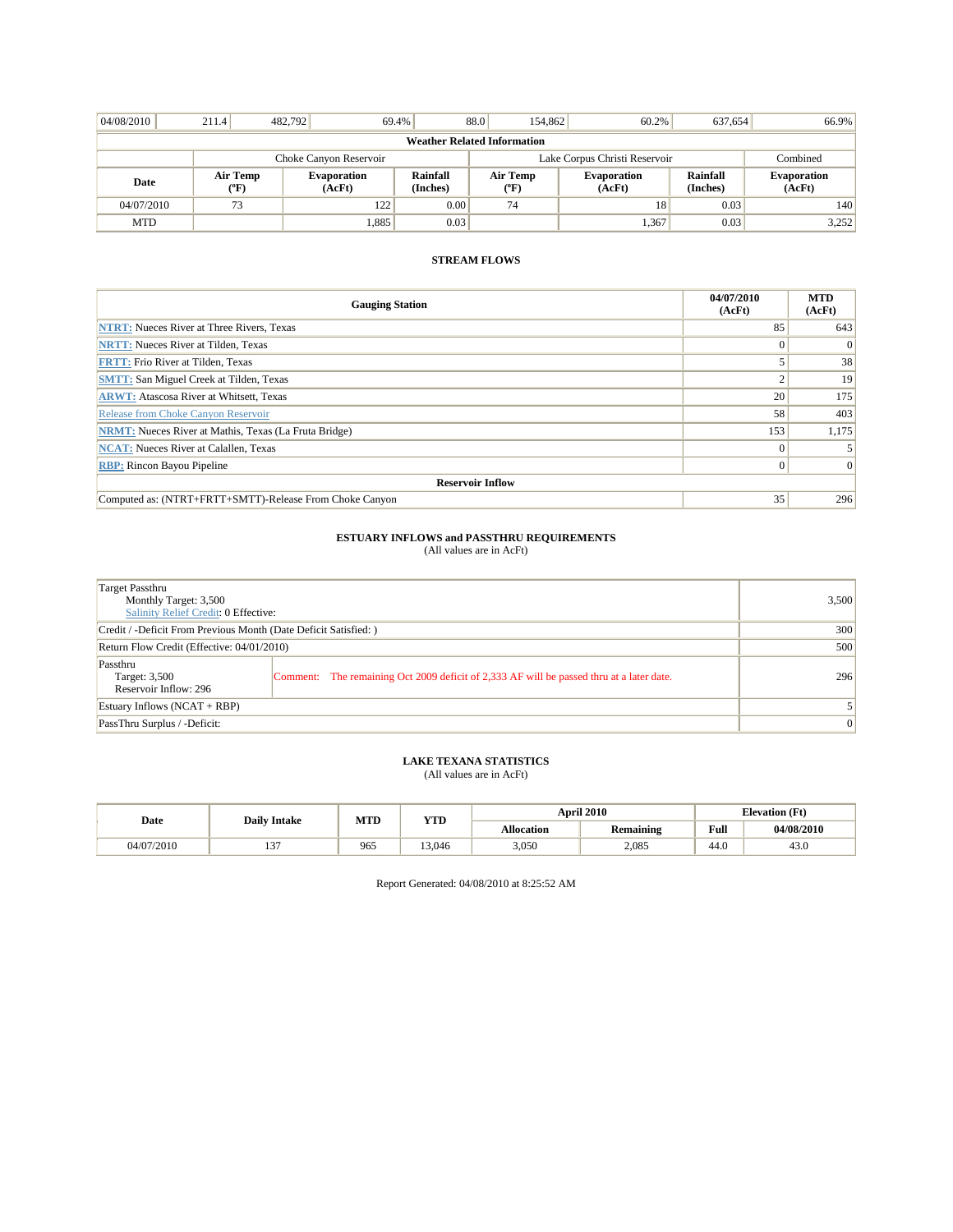| 04/08/2010 | 211.4 | 482,792 | 69.4% | 88.0 | 154,862 | 60.2% | 637,654 | 66.9% |
|---|---|---|---|---|---|---|---|---|

| **Weather Related Information** | | | | | | | |
|---|---|---|---|---|---|---|---|
| | Choke Canyon Reservoir | | | Lake Corpus Christi Reservoir | | | Combined |
| **Date** | **Air Temp (ºF)** | **Evaporation (AcFt)** | **Rainfall (Inches)** | **Air Temp (ºF)** | **Evaporation (AcFt)** | **Rainfall (Inches)** | **Evaporation (AcFt)** |
| 04/07/2010 | 73 | 122 | 0.00 | 74 | 18 | 0.03 | 140 |
| MTD | | 1,885 | 0.03 | | 1,367 | 0.03 | 3,252 |

**STREAM FLOWS**

| Gauging Station | 04/07/2010 (AcFt) | MTD (AcFt) |
|---|---|---|
| NTRT: Nueces River at Three Rivers, Texas | 85 | 643 |
| NRTT: Nueces River at Tilden, Texas | 0 | 0 |
| FRTT: Frio River at Tilden, Texas | 5 | 38 |
| SMTT: San Miguel Creek at Tilden, Texas | 2 | 19 |
| ARWT: Atascosa River at Whitsett, Texas | 20 | 175 |
| Release from Choke Canyon Reservoir | 58 | 403 |
| NRMT: Nueces River at Mathis, Texas (La Fruta Bridge) | 153 | 1,175 |
| NCAT: Nueces River at Calallen, Texas | 0 | 5 |
| RBP: Rincon Bayou Pipeline | 0 | 0 |
| **Reservoir Inflow** | | |
| Computed as: (NTRT+FRTT+SMTT)-Release From Choke Canyon | 35 | 296 |

**ESTUARY INFLOWS and PASSTHRU REQUIREMENTS**
(All values are in AcFt)

| | | |
|---|---|---|
| Target Passthru<br>Monthly Target: 3,500<br>Salinity Relief Credit: 0 Effective: | | 3,500 |
| Credit / -Deficit From Previous Month (Date Deficit Satisfied: ) | | 300 |
| Return Flow Credit (Effective: 04/01/2010) | | 500 |
| Passthru<br>Target: 3,500<br>Reservoir Inflow: 296 | Comment: The remaining Oct 2009 deficit of 2,333 AF will be passed thru at a later date. | 296 |
| Estuary Inflows (NCAT + RBP) | | 5 |
| PassThru Surplus / -Deficit: | | 0 |

**LAKE TEXANA STATISTICS**
(All values are in AcFt)

| Date | Daily Intake | MTD | YTD | April 2010 | | Elevation (Ft) | |
|---|---|---|---|---|---|---|---|
| | | | | Allocation | Remaining | Full | 04/08/2010 |
| 04/07/2010 | 137 | 965 | 13,046 | 3,050 | 2,085 | 44.0 | 43.0 |

Report Generated: 04/08/2010 at 8:25:52 AM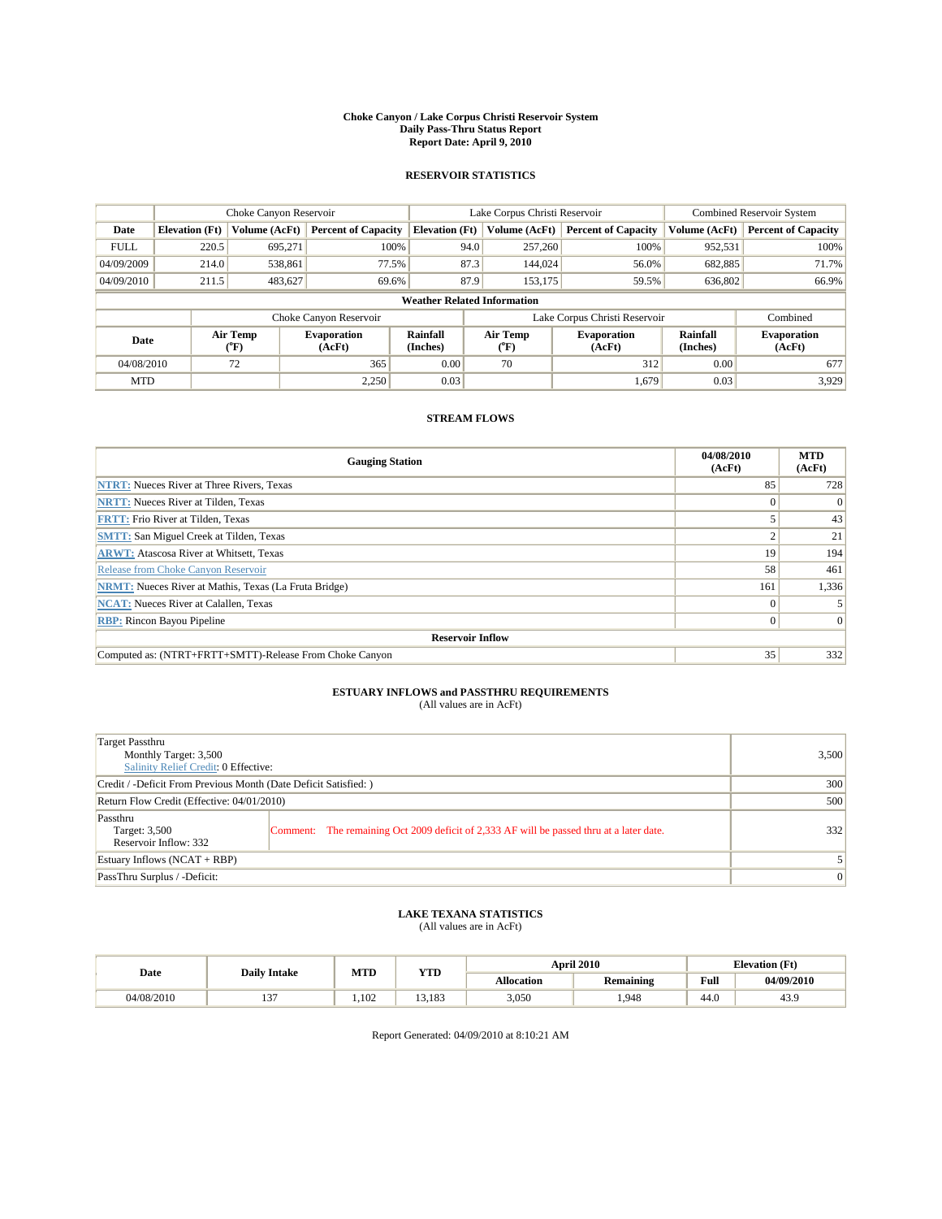**Choke Canyon / Lake Corpus Christi Reservoir System**
**Daily Pass-Thru Status Report**
**Report Date: April 9, 2010**

## RESERVOIR STATISTICS

| | Choke Canyon Reservoir | | | Lake Corpus Christi Reservoir | | | Combined Reservoir System | |
|---|---|---|---|---|---|---|---|---|
| **Date** | **Elevation (Ft)** | **Volume (AcFt)** | **Percent of Capacity** | **Elevation (Ft)** | **Volume (AcFt)** | **Percent of Capacity** | **Volume (AcFt)** | **Percent of Capacity** |
| FULL | 220.5 | 695,271 | 100% | 94.0 | 257,260 | 100% | 952,531 | 100% |
| 04/09/2009 | 214.0 | 538,861 | 77.5% | 87.3 | 144,024 | 56.0% | 682,885 | 71.7% |
| 04/09/2010 | 211.5 | 483,627 | 69.6% | 87.9 | 153,175 | 59.5% | 636,802 | 66.9% |

**Weather Related Information**

| | Choke Canyon Reservoir | | | Lake Corpus Christi Reservoir | | | Combined |
|---|---|---|---|---|---|---|---|
| **Date** | **Air Temp (°F)** | **Evaporation (AcFt)** | **Rainfall (Inches)** | **Air Temp (°F)** | **Evaporation (AcFt)** | **Rainfall (Inches)** | **Evaporation (AcFt)** |
| 04/08/2010 | 72 | 365 | 0.00 | 70 | 312 | 0.00 | 677 |
| MTD | | 2,250 | 0.03 | | 1,679 | 0.03 | 3,929 |

## STREAM FLOWS

| Gauging Station | 04/08/2010 (AcFt) | MTD (AcFt) |
|---|---|---|
| NTRT: Nueces River at Three Rivers, Texas | 85 | 728 |
| NRTT: Nueces River at Tilden, Texas | 0 | 0 |
| FRTT: Frio River at Tilden, Texas | 5 | 43 |
| SMTT: San Miguel Creek at Tilden, Texas | 2 | 21 |
| ARWT: Atascosa River at Whitsett, Texas | 19 | 194 |
| Release from Choke Canyon Reservoir | 58 | 461 |
| NRMT: Nueces River at Mathis, Texas (La Fruta Bridge) | 161 | 1,336 |
| NCAT: Nueces River at Calallen, Texas | 0 | 5 |
| RBP: Rincon Bayou Pipeline | 0 | 0 |
| **Reservoir Inflow** | | |
| Computed as: (NTRT+FRTT+SMTT)-Release From Choke Canyon | 35 | 332 |

## ESTUARY INFLOWS and PASSTHRU REQUIREMENTS
(All values are in AcFt)

| | | |
|---|---|---|
| Target Passthru<br>Monthly Target: 3,500<br>Salinity Relief Credit: 0 Effective: | | 3,500 |
| Credit / -Deficit From Previous Month (Date Deficit Satisfied: ) | | 300 |
| Return Flow Credit (Effective: 04/01/2010) | | 500 |
| Passthru<br>Target: 3,500<br>Reservoir Inflow: 332 | Comment: The remaining Oct 2009 deficit of 2,333 AF will be passed thru at a later date. | 332 |
| Estuary Inflows (NCAT + RBP) | | 5 |
| PassThru Surplus / -Deficit: | | 0 |

## LAKE TEXANA STATISTICS
(All values are in AcFt)

| Date | Daily Intake | MTD | YTD | April 2010 | | Elevation (Ft) | |
|---|---|---|---|---|---|---|---|
| | | | | **Allocation** | **Remaining** | **Full** | **04/09/2010** |
| 04/08/2010 | 137 | 1,102 | 13,183 | 3,050 | 1,948 | 44.0 | 43.9 |

Report Generated: 04/09/2010 at 8:10:21 AM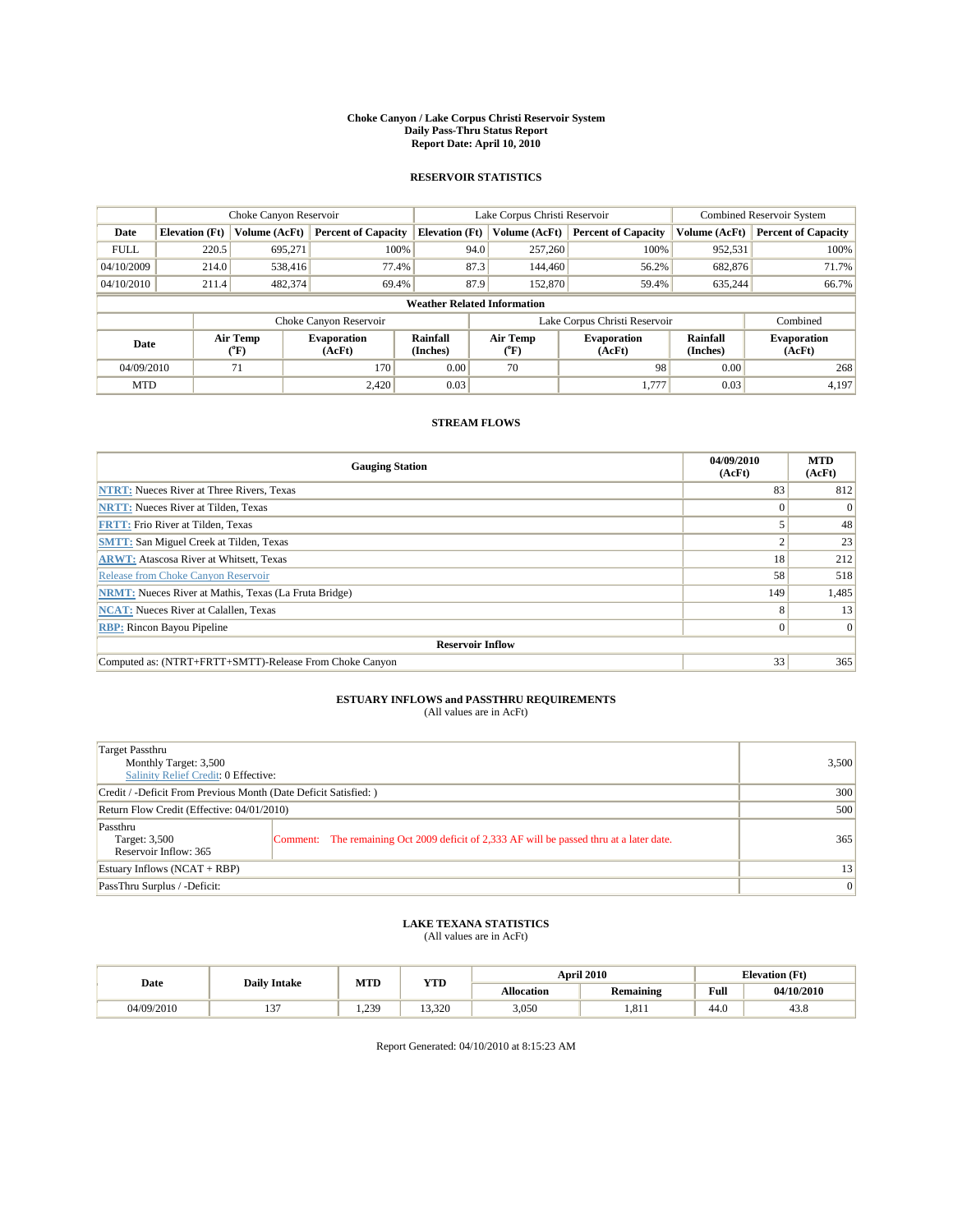# Choke Canyon / Lake Corpus Christi Reservoir System
## Daily Pass-Thru Status Report
## Report Date: April 10, 2010

### RESERVOIR STATISTICS

| | Choke Canyon Reservoir | | | Lake Corpus Christi Reservoir | | | Combined Reservoir System | |
|---|---|---|---|---|---|---|---|---|
| Date | Elevation (Ft) | Volume (AcFt) | Percent of Capacity | Elevation (Ft) | Volume (AcFt) | Percent of Capacity | Volume (AcFt) | Percent of Capacity |
| FULL | 220.5 | 695,271 | 100% | 94.0 | 257,260 | 100% | 952,531 | 100% |
| 04/10/2009 | 214.0 | 538,416 | 77.4% | 87.3 | 144,460 | 56.2% | 682,876 | 71.7% |
| 04/10/2010 | 211.4 | 482,374 | 69.4% | 87.9 | 152,870 | 59.4% | 635,244 | 66.7% |

**Weather Related Information**

| | Choke Canyon Reservoir | | | Lake Corpus Christi Reservoir | | | Combined |
|---|---|---|---|---|---|---|---|
| Date | Air Temp (°F) | Evaporation (AcFt) | Rainfall (Inches) | Air Temp (°F) | Evaporation (AcFt) | Rainfall (Inches) | Evaporation (AcFt) |
| 04/09/2010 | 71 | 170 | 0.00 | 70 | 98 | 0.00 | 268 |
| MTD | | 2,420 | 0.03 | | 1,777 | 0.03 | 4,197 |

### STREAM FLOWS

| Gauging Station | 04/09/2010 (AcFt) | MTD (AcFt) |
|---|---|---|
| NTRT: Nueces River at Three Rivers, Texas | 83 | 812 |
| NRTT: Nueces River at Tilden, Texas | 0 | 0 |
| FRTT: Frio River at Tilden, Texas | 5 | 48 |
| SMTT: San Miguel Creek at Tilden, Texas | 2 | 23 |
| ARWT: Atascosa River at Whitsett, Texas | 18 | 212 |
| Release from Choke Canyon Reservoir | 58 | 518 |
| NRMT: Nueces River at Mathis, Texas (La Fruta Bridge) | 149 | 1,485 |
| NCAT: Nueces River at Calallen, Texas | 8 | 13 |
| RBP: Rincon Bayou Pipeline | 0 | 0 |
| **Reservoir Inflow** | | |
| Computed as: (NTRT+FRTT+SMTT)-Release From Choke Canyon | 33 | 365 |

### ESTUARY INFLOWS and PASSTHRU REQUIREMENTS
(All values are in AcFt)

| | | |
|---|---|---|
| Target Passthru<br>Monthly Target: 3,500<br>Salinity Relief Credit: 0 Effective: | | 3,500 |
| Credit / -Deficit From Previous Month (Date Deficit Satisfied: ) | | 300 |
| Return Flow Credit (Effective: 04/01/2010) | | 500 |
| Passthru<br>Target: 3,500<br>Reservoir Inflow: 365 | Comment: The remaining Oct 2009 deficit of 2,333 AF will be passed thru at a later date. | 365 |
| Estuary Inflows (NCAT + RBP) | | 13 |
| PassThru Surplus / -Deficit: | | 0 |

### LAKE TEXANA STATISTICS
(All values are in AcFt)

| Date | Daily Intake | MTD | YTD | April 2010 | | Elevation (Ft) | |
|---|---|---|---|---|---|---|---|
| | | | | Allocation | Remaining | Full | 04/10/2010 |
| 04/09/2010 | 137 | 1,239 | 13,320 | 3,050 | 1,811 | 44.0 | 43.8 |

Report Generated: 04/10/2010 at 8:15:23 AM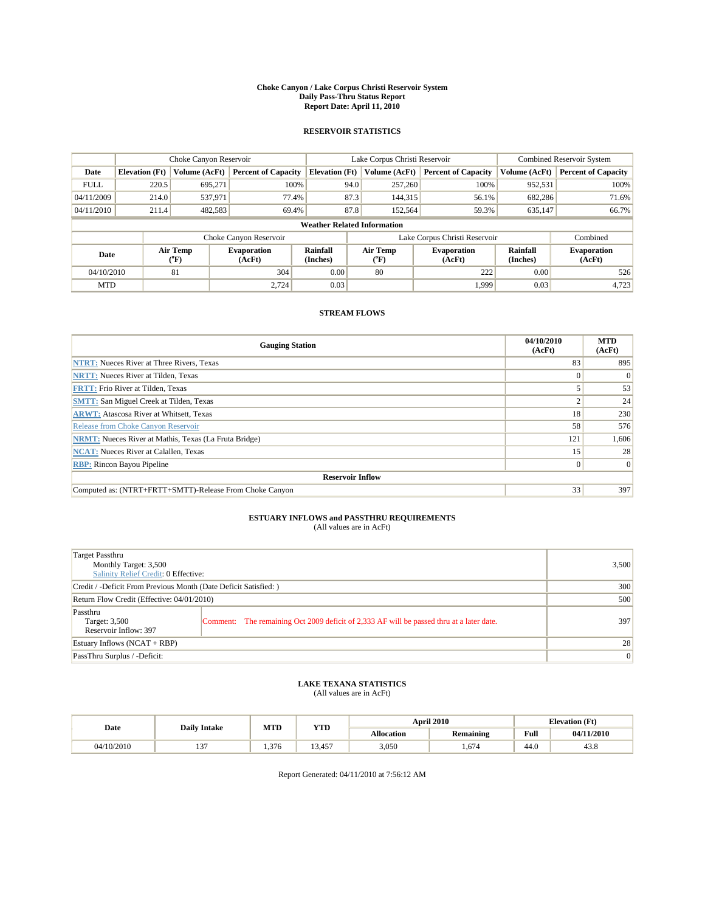# Choke Canyon / Lake Corpus Christi Reservoir System
## Daily Pass-Thru Status Report
### Report Date: April 11, 2010

## RESERVOIR STATISTICS

| | Choke Canyon Reservoir | | | Lake Corpus Christi Reservoir | | | Combined Reservoir System | |
|---|---|---|---|---|---|---|---|---|
| Date | Elevation (Ft) | Volume (AcFt) | Percent of Capacity | Elevation (Ft) | Volume (AcFt) | Percent of Capacity | Volume (AcFt) | Percent of Capacity |
| FULL | 220.5 | 695,271 | 100% | 94.0 | 257,260 | 100% | 952,531 | 100% |
| 04/11/2009 | 214.0 | 537,971 | 77.4% | 87.3 | 144,315 | 56.1% | 682,286 | 71.6% |
| 04/11/2010 | 211.4 | 482,583 | 69.4% | 87.8 | 152,564 | 59.3% | 635,147 | 66.7% |

**Weather Related Information**

| | Choke Canyon Reservoir | | | Lake Corpus Christi Reservoir | | | Combined |
|---|---|---|---|---|---|---|---|
| Date | Air Temp (°F) | Evaporation (AcFt) | Rainfall (Inches) | Air Temp (°F) | Evaporation (AcFt) | Rainfall (Inches) | Evaporation (AcFt) |
| 04/10/2010 | 81 | 304 | 0.00 | 80 | 222 | 0.00 | 526 |
| MTD | | 2,724 | 0.03 | | 1,999 | 0.03 | 4,723 |

## STREAM FLOWS

| Gauging Station | 04/10/2010 (AcFt) | MTD (AcFt) |
|---|---|---|
| NTRT: Nueces River at Three Rivers, Texas | 83 | 895 |
| NRTT: Nueces River at Tilden, Texas | 0 | 0 |
| FRTT: Frio River at Tilden, Texas | 5 | 53 |
| SMTT: San Miguel Creek at Tilden, Texas | 2 | 24 |
| ARWT: Atascosa River at Whitsett, Texas | 18 | 230 |
| Release from Choke Canyon Reservoir | 58 | 576 |
| NRMT: Nueces River at Mathis, Texas (La Fruta Bridge) | 121 | 1,606 |
| NCAT: Nueces River at Calallen, Texas | 15 | 28 |
| RBP: Rincon Bayou Pipeline | 0 | 0 |
| **Reservoir Inflow** | | |
| Computed as: (NTRT+FRTT+SMTT)-Release From Choke Canyon | 33 | 397 |

## ESTUARY INFLOWS and PASSTHRU REQUIREMENTS
(All values are in AcFt)

| | | |
|---|---|---|
| Target Passthru<br>Monthly Target: 3,500<br>Salinity Relief Credit: 0 Effective: | | 3,500 |
| Credit / -Deficit From Previous Month (Date Deficit Satisfied: ) | | 300 |
| Return Flow Credit (Effective: 04/01/2010) | | 500 |
| Passthru<br>Target: 3,500<br>Reservoir Inflow: 397 | Comment: The remaining Oct 2009 deficit of 2,333 AF will be passed thru at a later date. | 397 |
| Estuary Inflows (NCAT + RBP) | | 28 |
| PassThru Surplus / -Deficit: | | 0 |

## LAKE TEXANA STATISTICS
(All values are in AcFt)

| Date | Daily Intake | MTD | YTD | April 2010 | | Elevation (Ft) | |
|---|---|---|---|---|---|---|---|
| | | | | Allocation | Remaining | Full | 04/11/2010 |
| 04/10/2010 | 137 | 1,376 | 13,457 | 3,050 | 1,674 | 44.0 | 43.8 |

Report Generated: 04/11/2010 at 7:56:12 AM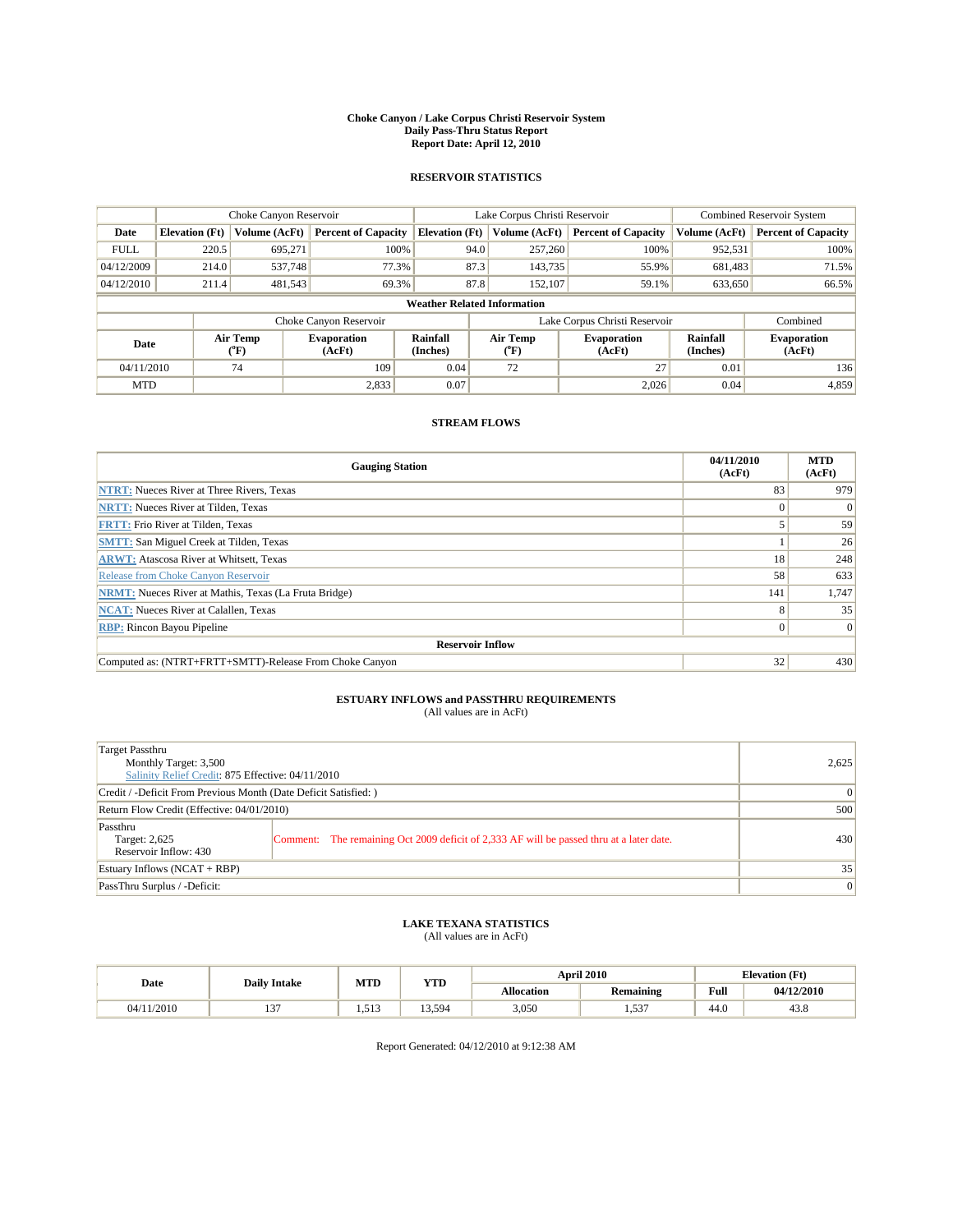**Choke Canyon / Lake Corpus Christi Reservoir System**
**Daily Pass-Thru Status Report**
**Report Date: April 12, 2010**

## RESERVOIR STATISTICS

| | Choke Canyon Reservoir | | | Lake Corpus Christi Reservoir | | | Combined Reservoir System | |
|---|---|---|---|---|---|---|---|---|
| **Date** | **Elevation (Ft)** | **Volume (AcFt)** | **Percent of Capacity** | **Elevation (Ft)** | **Volume (AcFt)** | **Percent of Capacity** | **Volume (AcFt)** | **Percent of Capacity** |
| FULL | 220.5 | 695,271 | 100% | 94.0 | 257,260 | 100% | 952,531 | 100% |
| 04/12/2009 | 214.0 | 537,748 | 77.3% | 87.3 | 143,735 | 55.9% | 681,483 | 71.5% |
| 04/12/2010 | 211.4 | 481,543 | 69.3% | 87.8 | 152,107 | 59.1% | 633,650 | 66.5% |

**Weather Related Information**

| | Choke Canyon Reservoir | | | Lake Corpus Christi Reservoir | | | Combined |
|---|---|---|---|---|---|---|---|
| **Date** | **Air Temp (°F)** | **Evaporation (AcFt)** | **Rainfall (Inches)** | **Air Temp (°F)** | **Evaporation (AcFt)** | **Rainfall (Inches)** | **Evaporation (AcFt)** |
| 04/11/2010 | 74 | 109 | 0.04 | 72 | 27 | 0.01 | 136 |
| MTD | | 2,833 | 0.07 | | 2,026 | 0.04 | 4,859 |

## STREAM FLOWS

| Gauging Station | 04/11/2010 (AcFt) | MTD (AcFt) |
|---|---|---|
| NTRT: Nueces River at Three Rivers, Texas | 83 | 979 |
| NRTT: Nueces River at Tilden, Texas | 0 | 0 |
| FRTT: Frio River at Tilden, Texas | 5 | 59 |
| SMTT: San Miguel Creek at Tilden, Texas | 1 | 26 |
| ARWT: Atascosa River at Whitsett, Texas | 18 | 248 |
| Release from Choke Canyon Reservoir | 58 | 633 |
| NRMT: Nueces River at Mathis, Texas (La Fruta Bridge) | 141 | 1,747 |
| NCAT: Nueces River at Calallen, Texas | 8 | 35 |
| RBP: Rincon Bayou Pipeline | 0 | 0 |
| **Reservoir Inflow** | | |
| Computed as: (NTRT+FRTT+SMTT)-Release From Choke Canyon | 32 | 430 |

## ESTUARY INFLOWS and PASSTHRU REQUIREMENTS
(All values are in AcFt)

| | |
|---|---|
| Target Passthru<br>Monthly Target: 3,500<br>Salinity Relief Credit: 875 Effective: 04/11/2010 | 2,625 |
| Credit / -Deficit From Previous Month (Date Deficit Satisfied: ) | 0 |
| Return Flow Credit (Effective: 04/01/2010) | 500 |
| Passthru<br>Target: 2,625<br>Reservoir Inflow: 430 — Comment: The remaining Oct 2009 deficit of 2,333 AF will be passed thru at a later date. | 430 |
| Estuary Inflows (NCAT + RBP) | 35 |
| PassThru Surplus / -Deficit: | 0 |

## LAKE TEXANA STATISTICS
(All values are in AcFt)

| Date | Daily Intake | MTD | YTD | April 2010 | | Elevation (Ft) | |
|---|---|---|---|---|---|---|---|
| | | | | **Allocation** | **Remaining** | **Full** | **04/12/2010** |
| 04/11/2010 | 137 | 1,513 | 13,594 | 3,050 | 1,537 | 44.0 | 43.8 |

Report Generated: 04/12/2010 at 9:12:38 AM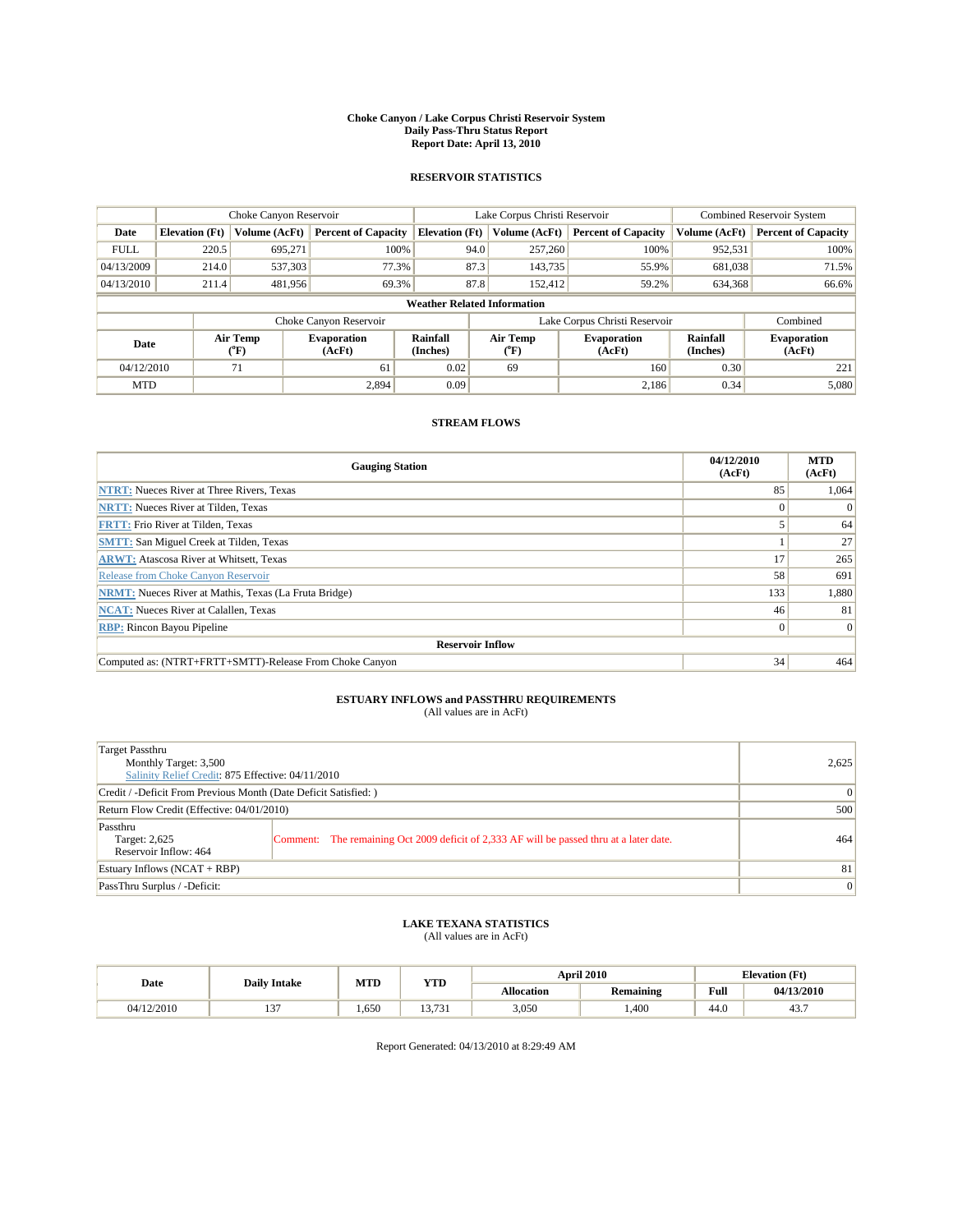# Choke Canyon / Lake Corpus Christi Reservoir System
## Daily Pass-Thru Status Report
## Report Date: April 13, 2010

### RESERVOIR STATISTICS

| | Choke Canyon Reservoir | | | Lake Corpus Christi Reservoir | | | Combined Reservoir System | |
|---|---|---|---|---|---|---|---|---|
| Date | Elevation (Ft) | Volume (AcFt) | Percent of Capacity | Elevation (Ft) | Volume (AcFt) | Percent of Capacity | Volume (AcFt) | Percent of Capacity |
| FULL | 220.5 | 695,271 | 100% | 94.0 | 257,260 | 100% | 952,531 | 100% |
| 04/13/2009 | 214.0 | 537,303 | 77.3% | 87.3 | 143,735 | 55.9% | 681,038 | 71.5% |
| 04/13/2010 | 211.4 | 481,956 | 69.3% | 87.8 | 152,412 | 59.2% | 634,368 | 66.6% |

**Weather Related Information**

| | Choke Canyon Reservoir | | | Lake Corpus Christi Reservoir | | | Combined |
|---|---|---|---|---|---|---|---|
| Date | Air Temp (°F) | Evaporation (AcFt) | Rainfall (Inches) | Air Temp (°F) | Evaporation (AcFt) | Rainfall (Inches) | Evaporation (AcFt) |
| 04/12/2010 | 71 | 61 | 0.02 | 69 | 160 | 0.30 | 221 |
| MTD | | 2,894 | 0.09 | | 2,186 | 0.34 | 5,080 |

### STREAM FLOWS

| Gauging Station | 04/12/2010 (AcFt) | MTD (AcFt) |
|---|---|---|
| NTRT: Nueces River at Three Rivers, Texas | 85 | 1,064 |
| NRTT: Nueces River at Tilden, Texas | 0 | 0 |
| FRTT: Frio River at Tilden, Texas | 5 | 64 |
| SMTT: San Miguel Creek at Tilden, Texas | 1 | 27 |
| ARWT: Atascosa River at Whitsett, Texas | 17 | 265 |
| Release from Choke Canyon Reservoir | 58 | 691 |
| NRMT: Nueces River at Mathis, Texas (La Fruta Bridge) | 133 | 1,880 |
| NCAT: Nueces River at Calallen, Texas | 46 | 81 |
| RBP: Rincon Bayou Pipeline | 0 | 0 |
| **Reservoir Inflow** | | |
| Computed as: (NTRT+FRTT+SMTT)-Release From Choke Canyon | 34 | 464 |

### ESTUARY INFLOWS and PASSTHRU REQUIREMENTS
(All values are in AcFt)

| | | |
|---|---|---|
| Target Passthru<br>Monthly Target: 3,500<br>Salinity Relief Credit: 875 Effective: 04/11/2010 | | 2,625 |
| Credit / -Deficit From Previous Month (Date Deficit Satisfied: ) | | 0 |
| Return Flow Credit (Effective: 04/01/2010) | | 500 |
| Passthru<br>Target: 2,625<br>Reservoir Inflow: 464 | Comment: The remaining Oct 2009 deficit of 2,333 AF will be passed thru at a later date. | 464 |
| Estuary Inflows (NCAT + RBP) | | 81 |
| PassThru Surplus / -Deficit: | | 0 |

### LAKE TEXANA STATISTICS
(All values are in AcFt)

| Date | Daily Intake | MTD | YTD | April 2010 | | Elevation (Ft) | |
|---|---|---|---|---|---|---|---|
| | | | | Allocation | Remaining | Full | 04/13/2010 |
| 04/12/2010 | 137 | 1,650 | 13,731 | 3,050 | 1,400 | 44.0 | 43.7 |

Report Generated: 04/13/2010 at 8:29:49 AM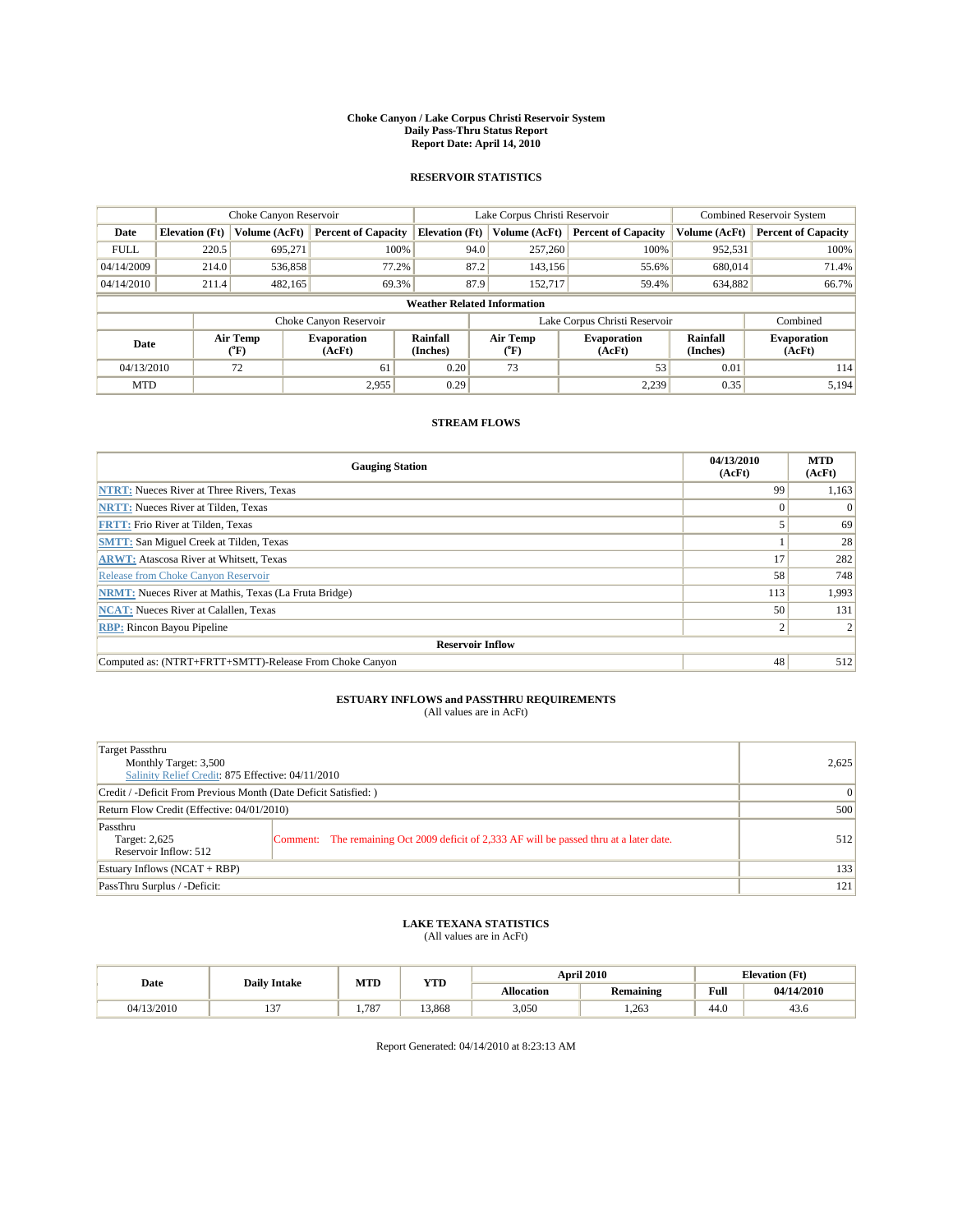# Choke Canyon / Lake Corpus Christi Reservoir System
## Daily Pass-Thru Status Report
### Report Date: April 14, 2010

## RESERVOIR STATISTICS

| | Choke Canyon Reservoir | | | Lake Corpus Christi Reservoir | | | Combined Reservoir System | |
|---|---|---|---|---|---|---|---|---|
| Date | Elevation (Ft) | Volume (AcFt) | Percent of Capacity | Elevation (Ft) | Volume (AcFt) | Percent of Capacity | Volume (AcFt) | Percent of Capacity |
| FULL | 220.5 | 695,271 | 100% | 94.0 | 257,260 | 100% | 952,531 | 100% |
| 04/14/2009 | 214.0 | 536,858 | 77.2% | 87.2 | 143,156 | 55.6% | 680,014 | 71.4% |
| 04/14/2010 | 211.4 | 482,165 | 69.3% | 87.9 | 152,717 | 59.4% | 634,882 | 66.7% |

**Weather Related Information**

| | Choke Canyon Reservoir | | | Lake Corpus Christi Reservoir | | | Combined |
|---|---|---|---|---|---|---|---|
| Date | Air Temp (°F) | Evaporation (AcFt) | Rainfall (Inches) | Air Temp (°F) | Evaporation (AcFt) | Rainfall (Inches) | Evaporation (AcFt) |
| 04/13/2010 | 72 | 61 | 0.20 | 73 | 53 | 0.01 | 114 |
| MTD | | 2,955 | 0.29 | | 2,239 | 0.35 | 5,194 |

## STREAM FLOWS

| Gauging Station | 04/13/2010 (AcFt) | MTD (AcFt) |
|---|---|---|
| NTRT: Nueces River at Three Rivers, Texas | 99 | 1,163 |
| NRTT: Nueces River at Tilden, Texas | 0 | 0 |
| FRTT: Frio River at Tilden, Texas | 5 | 69 |
| SMTT: San Miguel Creek at Tilden, Texas | 1 | 28 |
| ARWT: Atascosa River at Whitsett, Texas | 17 | 282 |
| Release from Choke Canyon Reservoir | 58 | 748 |
| NRMT: Nueces River at Mathis, Texas (La Fruta Bridge) | 113 | 1,993 |
| NCAT: Nueces River at Calallen, Texas | 50 | 131 |
| RBP: Rincon Bayou Pipeline | 2 | 2 |
| **Reservoir Inflow** | | |
| Computed as: (NTRT+FRTT+SMTT)-Release From Choke Canyon | 48 | 512 |

## ESTUARY INFLOWS and PASSTHRU REQUIREMENTS
(All values are in AcFt)

| | | |
|---|---|---|
| Target Passthru<br>Monthly Target: 3,500<br>Salinity Relief Credit: 875 Effective: 04/11/2010 | | 2,625 |
| Credit / -Deficit From Previous Month (Date Deficit Satisfied: ) | | 0 |
| Return Flow Credit (Effective: 04/01/2010) | | 500 |
| Passthru<br>Target: 2,625<br>Reservoir Inflow: 512 | Comment: The remaining Oct 2009 deficit of 2,333 AF will be passed thru at a later date. | 512 |
| Estuary Inflows (NCAT + RBP) | | 133 |
| PassThru Surplus / -Deficit: | | 121 |

## LAKE TEXANA STATISTICS
(All values are in AcFt)

| Date | Daily Intake | MTD | YTD | April 2010 | | Elevation (Ft) | |
|---|---|---|---|---|---|---|---|
| | | | | Allocation | Remaining | Full | 04/14/2010 |
| 04/13/2010 | 137 | 1,787 | 13,868 | 3,050 | 1,263 | 44.0 | 43.6 |

Report Generated: 04/14/2010 at 8:23:13 AM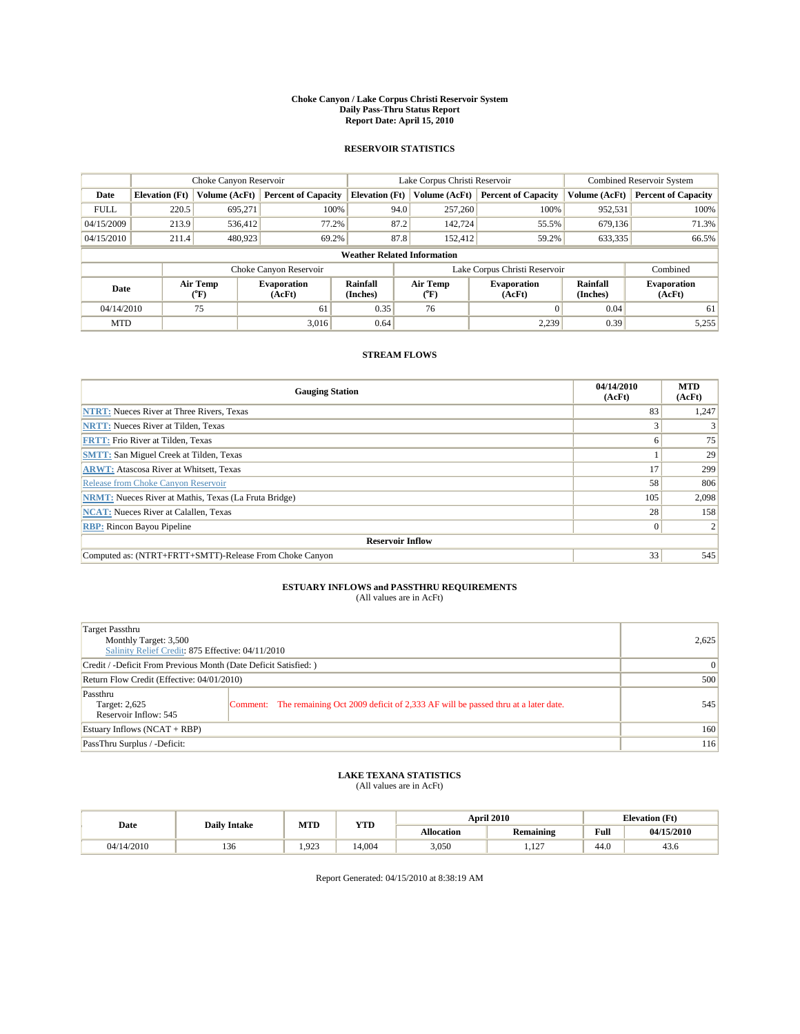# Choke Canyon / Lake Corpus Christi Reservoir System
## Daily Pass-Thru Status Report
### Report Date: April 15, 2010

## RESERVOIR STATISTICS

| | Choke Canyon Reservoir | | | Lake Corpus Christi Reservoir | | | Combined Reservoir System | |
|---|---|---|---|---|---|---|---|---|
| Date | Elevation (Ft) | Volume (AcFt) | Percent of Capacity | Elevation (Ft) | Volume (AcFt) | Percent of Capacity | Volume (AcFt) | Percent of Capacity |
| FULL | 220.5 | 695,271 | 100% | 94.0 | 257,260 | 100% | 952,531 | 100% |
| 04/15/2009 | 213.9 | 536,412 | 77.2% | 87.2 | 142,724 | 55.5% | 679,136 | 71.3% |
| 04/15/2010 | 211.4 | 480,923 | 69.2% | 87.8 | 152,412 | 59.2% | 633,335 | 66.5% |

**Weather Related Information**

| | Choke Canyon Reservoir | | | Lake Corpus Christi Reservoir | | | Combined |
|---|---|---|---|---|---|---|---|
| Date | Air Temp (°F) | Evaporation (AcFt) | Rainfall (Inches) | Air Temp (°F) | Evaporation (AcFt) | Rainfall (Inches) | Evaporation (AcFt) |
| 04/14/2010 | 75 | 61 | 0.35 | 76 | 0 | 0.04 | 61 |
| MTD | | 3,016 | 0.64 | | 2,239 | 0.39 | 5,255 |

## STREAM FLOWS

| Gauging Station | 04/14/2010 (AcFt) | MTD (AcFt) |
|---|---|---|
| NTRT: Nueces River at Three Rivers, Texas | 83 | 1,247 |
| NRTT: Nueces River at Tilden, Texas | 3 | 3 |
| FRTT: Frio River at Tilden, Texas | 6 | 75 |
| SMTT: San Miguel Creek at Tilden, Texas | 1 | 29 |
| ARWT: Atascosa River at Whitsett, Texas | 17 | 299 |
| Release from Choke Canyon Reservoir | 58 | 806 |
| NRMT: Nueces River at Mathis, Texas (La Fruta Bridge) | 105 | 2,098 |
| NCAT: Nueces River at Calallen, Texas | 28 | 158 |
| RBP: Rincon Bayou Pipeline | 0 | 2 |
| **Reservoir Inflow** | | |
| Computed as: (NTRT+FRTT+SMTT)-Release From Choke Canyon | 33 | 545 |

## ESTUARY INFLOWS and PASSTHRU REQUIREMENTS
(All values are in AcFt)

| | |
|---|---|
| Target Passthru<br>Monthly Target: 3,500<br>Salinity Relief Credit: 875 Effective: 04/11/2010 | 2,625 |
| Credit / -Deficit From Previous Month (Date Deficit Satisfied: ) | 0 |
| Return Flow Credit (Effective: 04/01/2010) | 500 |
| Passthru<br>Target: 2,625<br>Reservoir Inflow: 545<br>Comment: The remaining Oct 2009 deficit of 2,333 AF will be passed thru at a later date. | 545 |
| Estuary Inflows (NCAT + RBP) | 160 |
| PassThru Surplus / -Deficit: | 116 |

## LAKE TEXANA STATISTICS
(All values are in AcFt)

| Date | Daily Intake | MTD | YTD | April 2010 | | Elevation (Ft) | |
|---|---|---|---|---|---|---|---|
| | | | | Allocation | Remaining | Full | 04/15/2010 |
| 04/14/2010 | 136 | 1,923 | 14,004 | 3,050 | 1,127 | 44.0 | 43.6 |

Report Generated: 04/15/2010 at 8:38:19 AM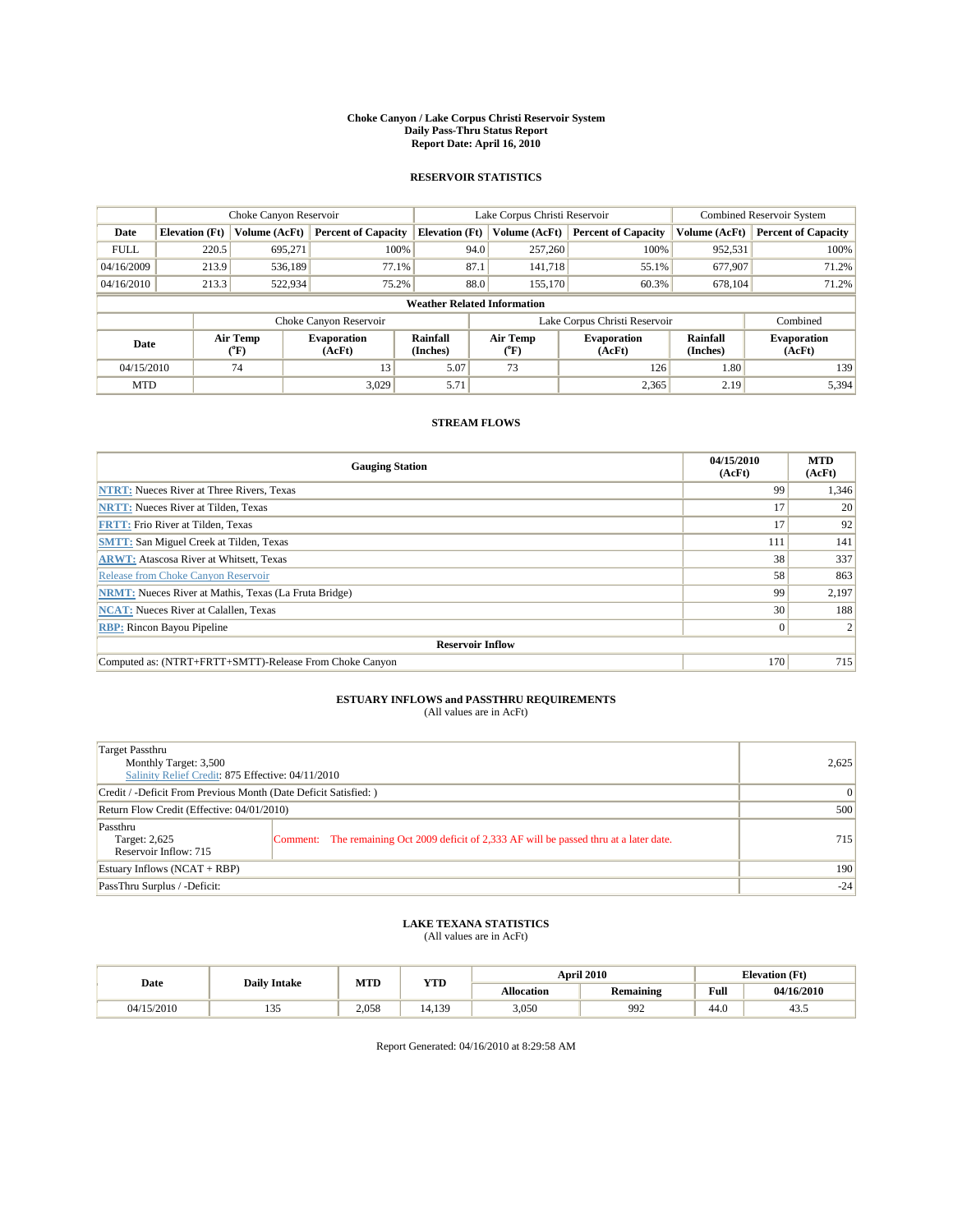# Choke Canyon / Lake Corpus Christi Reservoir System
## Daily Pass-Thru Status Report
### Report Date: April 16, 2010

## RESERVOIR STATISTICS

| | Choke Canyon Reservoir | | | Lake Corpus Christi Reservoir | | | Combined Reservoir System | |
|---|---|---|---|---|---|---|---|---|
| Date | Elevation (Ft) | Volume (AcFt) | Percent of Capacity | Elevation (Ft) | Volume (AcFt) | Percent of Capacity | Volume (AcFt) | Percent of Capacity |
| FULL | 220.5 | 695,271 | 100% | 94.0 | 257,260 | 100% | 952,531 | 100% |
| 04/16/2009 | 213.9 | 536,189 | 77.1% | 87.1 | 141,718 | 55.1% | 677,907 | 71.2% |
| 04/16/2010 | 213.3 | 522,934 | 75.2% | 88.0 | 155,170 | 60.3% | 678,104 | 71.2% |

**Weather Related Information**

| | Choke Canyon Reservoir | | | Lake Corpus Christi Reservoir | | | Combined |
|---|---|---|---|---|---|---|---|
| Date | Air Temp (°F) | Evaporation (AcFt) | Rainfall (Inches) | Air Temp (°F) | Evaporation (AcFt) | Rainfall (Inches) | Evaporation (AcFt) |
| 04/15/2010 | 74 | 13 | 5.07 | 73 | 126 | 1.80 | 139 |
| MTD | | 3,029 | 5.71 | | 2,365 | 2.19 | 5,394 |

## STREAM FLOWS

| Gauging Station | 04/15/2010 (AcFt) | MTD (AcFt) |
|---|---|---|
| NTRT: Nueces River at Three Rivers, Texas | 99 | 1,346 |
| NRTT: Nueces River at Tilden, Texas | 17 | 20 |
| FRTT: Frio River at Tilden, Texas | 17 | 92 |
| SMTT: San Miguel Creek at Tilden, Texas | 111 | 141 |
| ARWT: Atascosa River at Whitsett, Texas | 38 | 337 |
| Release from Choke Canyon Reservoir | 58 | 863 |
| NRMT: Nueces River at Mathis, Texas (La Fruta Bridge) | 99 | 2,197 |
| NCAT: Nueces River at Calallen, Texas | 30 | 188 |
| RBP: Rincon Bayou Pipeline | 0 | 2 |
| **Reservoir Inflow** | | |
| Computed as: (NTRT+FRTT+SMTT)-Release From Choke Canyon | 170 | 715 |

## ESTUARY INFLOWS and PASSTHRU REQUIREMENTS
(All values are in AcFt)

| | | |
|---|---|---|
| Target Passthru<br>Monthly Target: 3,500<br>Salinity Relief Credit: 875 Effective: 04/11/2010 | | 2,625 |
| Credit / -Deficit From Previous Month (Date Deficit Satisfied: ) | | 0 |
| Return Flow Credit (Effective: 04/01/2010) | | 500 |
| Passthru<br>Target: 2,625<br>Reservoir Inflow: 715 | Comment: The remaining Oct 2009 deficit of 2,333 AF will be passed thru at a later date. | 715 |
| Estuary Inflows (NCAT + RBP) | | 190 |
| PassThru Surplus / -Deficit: | | -24 |

## LAKE TEXANA STATISTICS
(All values are in AcFt)

| Date | Daily Intake | MTD | YTD | April 2010 | | Elevation (Ft) | |
|---|---|---|---|---|---|---|---|
| | | | | Allocation | Remaining | Full | 04/16/2010 |
| 04/15/2010 | 135 | 2,058 | 14,139 | 3,050 | 992 | 44.0 | 43.5 |

Report Generated: 04/16/2010 at 8:29:58 AM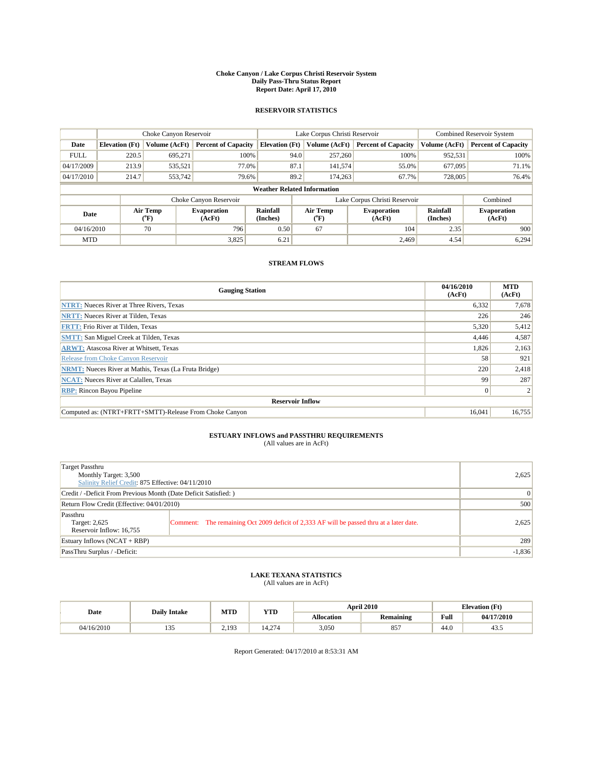**Choke Canyon / Lake Corpus Christi Reservoir System**
**Daily Pass-Thru Status Report**
**Report Date: April 17, 2010**

## RESERVOIR STATISTICS

| | Choke Canyon Reservoir | | | Lake Corpus Christi Reservoir | | | Combined Reservoir System | |
|---|---|---|---|---|---|---|---|---|
| **Date** | **Elevation (Ft)** | **Volume (AcFt)** | **Percent of Capacity** | **Elevation (Ft)** | **Volume (AcFt)** | **Percent of Capacity** | **Volume (AcFt)** | **Percent of Capacity** |
| FULL | 220.5 | 695,271 | 100% | 94.0 | 257,260 | 100% | 952,531 | 100% |
| 04/17/2009 | 213.9 | 535,521 | 77.0% | 87.1 | 141,574 | 55.0% | 677,095 | 71.1% |
| 04/17/2010 | 214.7 | 553,742 | 79.6% | 89.2 | 174,263 | 67.7% | 728,005 | 76.4% |

**Weather Related Information**

| | Choke Canyon Reservoir | | | Lake Corpus Christi Reservoir | | | Combined |
|---|---|---|---|---|---|---|---|
| **Date** | **Air Temp (°F)** | **Evaporation (AcFt)** | **Rainfall (Inches)** | **Air Temp (°F)** | **Evaporation (AcFt)** | **Rainfall (Inches)** | **Evaporation (AcFt)** |
| 04/16/2010 | 70 | 796 | 0.50 | 67 | 104 | 2.35 | 900 |
| MTD | | 3,825 | 6.21 | | 2,469 | 4.54 | 6,294 |

## STREAM FLOWS

| Gauging Station | 04/16/2010 (AcFt) | MTD (AcFt) |
|---|---|---|
| NTRT: Nueces River at Three Rivers, Texas | 6,332 | 7,678 |
| NRTT: Nueces River at Tilden, Texas | 226 | 246 |
| FRTT: Frio River at Tilden, Texas | 5,320 | 5,412 |
| SMTT: San Miguel Creek at Tilden, Texas | 4,446 | 4,587 |
| ARWT: Atascosa River at Whitsett, Texas | 1,826 | 2,163 |
| Release from Choke Canyon Reservoir | 58 | 921 |
| NRMT: Nueces River at Mathis, Texas (La Fruta Bridge) | 220 | 2,418 |
| NCAT: Nueces River at Calallen, Texas | 99 | 287 |
| RBP: Rincon Bayou Pipeline | 0 | 2 |
| **Reservoir Inflow** | | |
| Computed as: (NTRT+FRTT+SMTT)-Release From Choke Canyon | 16,041 | 16,755 |

## ESTUARY INFLOWS and PASSTHRU REQUIREMENTS
(All values are in AcFt)

| | |
|---|---|
| Target Passthru<br>Monthly Target: 3,500<br>Salinity Relief Credit: 875 Effective: 04/11/2010 | 2,625 |
| Credit / -Deficit From Previous Month (Date Deficit Satisfied: ) | 0 |
| Return Flow Credit (Effective: 04/01/2010) | 500 |
| Passthru<br>Target: 2,625<br>Reservoir Inflow: 16,755<br>Comment: The remaining Oct 2009 deficit of 2,333 AF will be passed thru at a later date. | 2,625 |
| Estuary Inflows (NCAT + RBP) | 289 |
| PassThru Surplus / -Deficit: | -1,836 |

## LAKE TEXANA STATISTICS
(All values are in AcFt)

| Date | Daily Intake | MTD | YTD | April 2010 | | Elevation (Ft) | |
|---|---|---|---|---|---|---|---|
| | | | | **Allocation** | **Remaining** | **Full** | **04/17/2010** |
| 04/16/2010 | 135 | 2,193 | 14,274 | 3,050 | 857 | 44.0 | 43.5 |

Report Generated: 04/17/2010 at 8:53:31 AM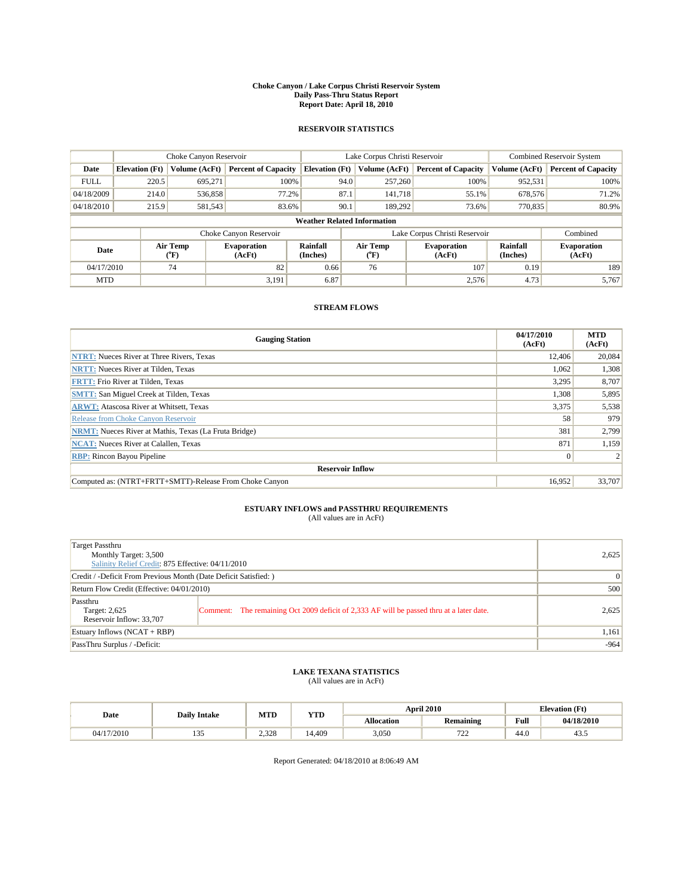# Choke Canyon / Lake Corpus Christi Reservoir System
## Daily Pass-Thru Status Report
## Report Date: April 18, 2010

### RESERVOIR STATISTICS

| | Choke Canyon Reservoir | | | Lake Corpus Christi Reservoir | | | Combined Reservoir System | |
|---|---|---|---|---|---|---|---|---|
| Date | Elevation (Ft) | Volume (AcFt) | Percent of Capacity | Elevation (Ft) | Volume (AcFt) | Percent of Capacity | Volume (AcFt) | Percent of Capacity |
| FULL | 220.5 | 695,271 | 100% | 94.0 | 257,260 | 100% | 952,531 | 100% |
| 04/18/2009 | 214.0 | 536,858 | 77.2% | 87.1 | 141,718 | 55.1% | 678,576 | 71.2% |
| 04/18/2010 | 215.9 | 581,543 | 83.6% | 90.1 | 189,292 | 73.6% | 770,835 | 80.9% |

**Weather Related Information**

| | Choke Canyon Reservoir | | | Lake Corpus Christi Reservoir | | | Combined |
|---|---|---|---|---|---|---|---|
| Date | Air Temp (°F) | Evaporation (AcFt) | Rainfall (Inches) | Air Temp (°F) | Evaporation (AcFt) | Rainfall (Inches) | Evaporation (AcFt) |
| 04/17/2010 | 74 | 82 | 0.66 | 76 | 107 | 0.19 | 189 |
| MTD | | 3,191 | 6.87 | | 2,576 | 4.73 | 5,767 |

### STREAM FLOWS

| Gauging Station | 04/17/2010 (AcFt) | MTD (AcFt) |
|---|---|---|
| NTRT: Nueces River at Three Rivers, Texas | 12,406 | 20,084 |
| NRTT: Nueces River at Tilden, Texas | 1,062 | 1,308 |
| FRTT: Frio River at Tilden, Texas | 3,295 | 8,707 |
| SMTT: San Miguel Creek at Tilden, Texas | 1,308 | 5,895 |
| ARWT: Atascosa River at Whitsett, Texas | 3,375 | 5,538 |
| Release from Choke Canyon Reservoir | 58 | 979 |
| NRMT: Nueces River at Mathis, Texas (La Fruta Bridge) | 381 | 2,799 |
| NCAT: Nueces River at Calallen, Texas | 871 | 1,159 |
| RBP: Rincon Bayou Pipeline | 0 | 2 |
| **Reservoir Inflow** | | |
| Computed as: (NTRT+FRTT+SMTT)-Release From Choke Canyon | 16,952 | 33,707 |

### ESTUARY INFLOWS and PASSTHRU REQUIREMENTS
(All values are in AcFt)

| | | |
|---|---|---|
| Target Passthru<br>Monthly Target: 3,500<br>Salinity Relief Credit: 875 Effective: 04/11/2010 | | 2,625 |
| Credit / -Deficit From Previous Month (Date Deficit Satisfied: ) | | 0 |
| Return Flow Credit (Effective: 04/01/2010) | | 500 |
| Passthru<br>Target: 2,625<br>Reservoir Inflow: 33,707 | Comment: The remaining Oct 2009 deficit of 2,333 AF will be passed thru at a later date. | 2,625 |
| Estuary Inflows (NCAT + RBP) | | 1,161 |
| PassThru Surplus / -Deficit: | | -964 |

### LAKE TEXANA STATISTICS
(All values are in AcFt)

| Date | Daily Intake | MTD | YTD | April 2010 | | Elevation (Ft) | |
|---|---|---|---|---|---|---|---|
| | | | | Allocation | Remaining | Full | 04/18/2010 |
| 04/17/2010 | 135 | 2,328 | 14,409 | 3,050 | 722 | 44.0 | 43.5 |

Report Generated: 04/18/2010 at 8:06:49 AM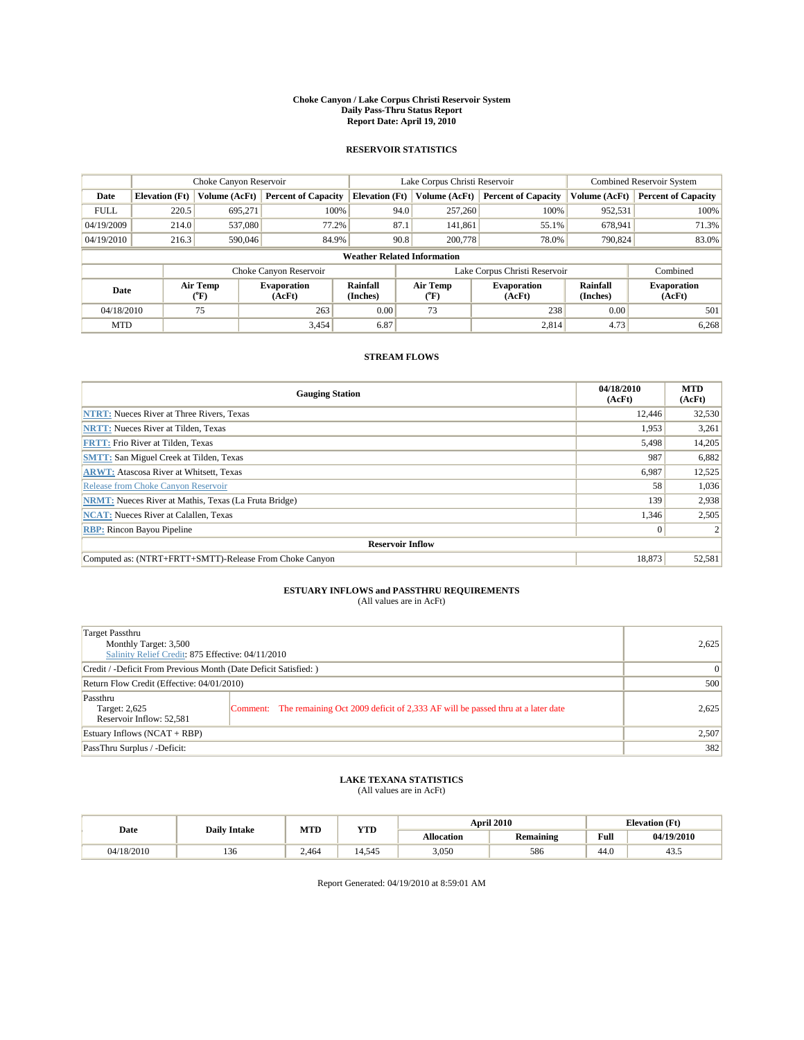**Choke Canyon / Lake Corpus Christi Reservoir System**
**Daily Pass-Thru Status Report**
**Report Date: April 19, 2010**

## RESERVOIR STATISTICS

| | Choke Canyon Reservoir | | | Lake Corpus Christi Reservoir | | | Combined Reservoir System | |
|---|---|---|---|---|---|---|---|---|
| **Date** | **Elevation (Ft)** | **Volume (AcFt)** | **Percent of Capacity** | **Elevation (Ft)** | **Volume (AcFt)** | **Percent of Capacity** | **Volume (AcFt)** | **Percent of Capacity** |
| FULL | 220.5 | 695,271 | 100% | 94.0 | 257,260 | 100% | 952,531 | 100% |
| 04/19/2009 | 214.0 | 537,080 | 77.2% | 87.1 | 141,861 | 55.1% | 678,941 | 71.3% |
| 04/19/2010 | 216.3 | 590,046 | 84.9% | 90.8 | 200,778 | 78.0% | 790,824 | 83.0% |

**Weather Related Information**

| | Choke Canyon Reservoir | | | Lake Corpus Christi Reservoir | | | Combined |
|---|---|---|---|---|---|---|---|
| **Date** | **Air Temp (°F)** | **Evaporation (AcFt)** | **Rainfall (Inches)** | **Air Temp (°F)** | **Evaporation (AcFt)** | **Rainfall (Inches)** | **Evaporation (AcFt)** |
| 04/18/2010 | 75 | 263 | 0.00 | 73 | 238 | 0.00 | 501 |
| MTD | | 3,454 | 6.87 | | 2,814 | 4.73 | 6,268 |

## STREAM FLOWS

| Gauging Station | 04/18/2010 (AcFt) | MTD (AcFt) |
|---|---|---|
| NTRT: Nueces River at Three Rivers, Texas | 12,446 | 32,530 |
| NRTT: Nueces River at Tilden, Texas | 1,953 | 3,261 |
| FRTT: Frio River at Tilden, Texas | 5,498 | 14,205 |
| SMTT: San Miguel Creek at Tilden, Texas | 987 | 6,882 |
| ARWT: Atascosa River at Whitsett, Texas | 6,987 | 12,525 |
| Release from Choke Canyon Reservoir | 58 | 1,036 |
| NRMT: Nueces River at Mathis, Texas (La Fruta Bridge) | 139 | 2,938 |
| NCAT: Nueces River at Calallen, Texas | 1,346 | 2,505 |
| RBP: Rincon Bayou Pipeline | 0 | 2 |
| **Reservoir Inflow** | | |
| Computed as: (NTRT+FRTT+SMTT)-Release From Choke Canyon | 18,873 | 52,581 |

## ESTUARY INFLOWS and PASSTHRU REQUIREMENTS

(All values are in AcFt)

| | | |
|---|---|---|
| Target Passthru<br>Monthly Target: 3,500<br>Salinity Relief Credit: 875 Effective: 04/11/2010 | | 2,625 |
| Credit / -Deficit From Previous Month (Date Deficit Satisfied: ) | | 0 |
| Return Flow Credit (Effective: 04/01/2010) | | 500 |
| Passthru<br>Target: 2,625<br>Reservoir Inflow: 52,581 | Comment: The remaining Oct 2009 deficit of 2,333 AF will be passed thru at a later date | 2,625 |
| Estuary Inflows (NCAT + RBP) | | 2,507 |
| PassThru Surplus / -Deficit: | | 382 |

## LAKE TEXANA STATISTICS

(All values are in AcFt)

| Date | Daily Intake | MTD | YTD | April 2010 | | Elevation (Ft) | |
|---|---|---|---|---|---|---|---|
| | | | | **Allocation** | **Remaining** | **Full** | **04/19/2010** |
| 04/18/2010 | 136 | 2,464 | 14,545 | 3,050 | 586 | 44.0 | 43.5 |

Report Generated: 04/19/2010 at 8:59:01 AM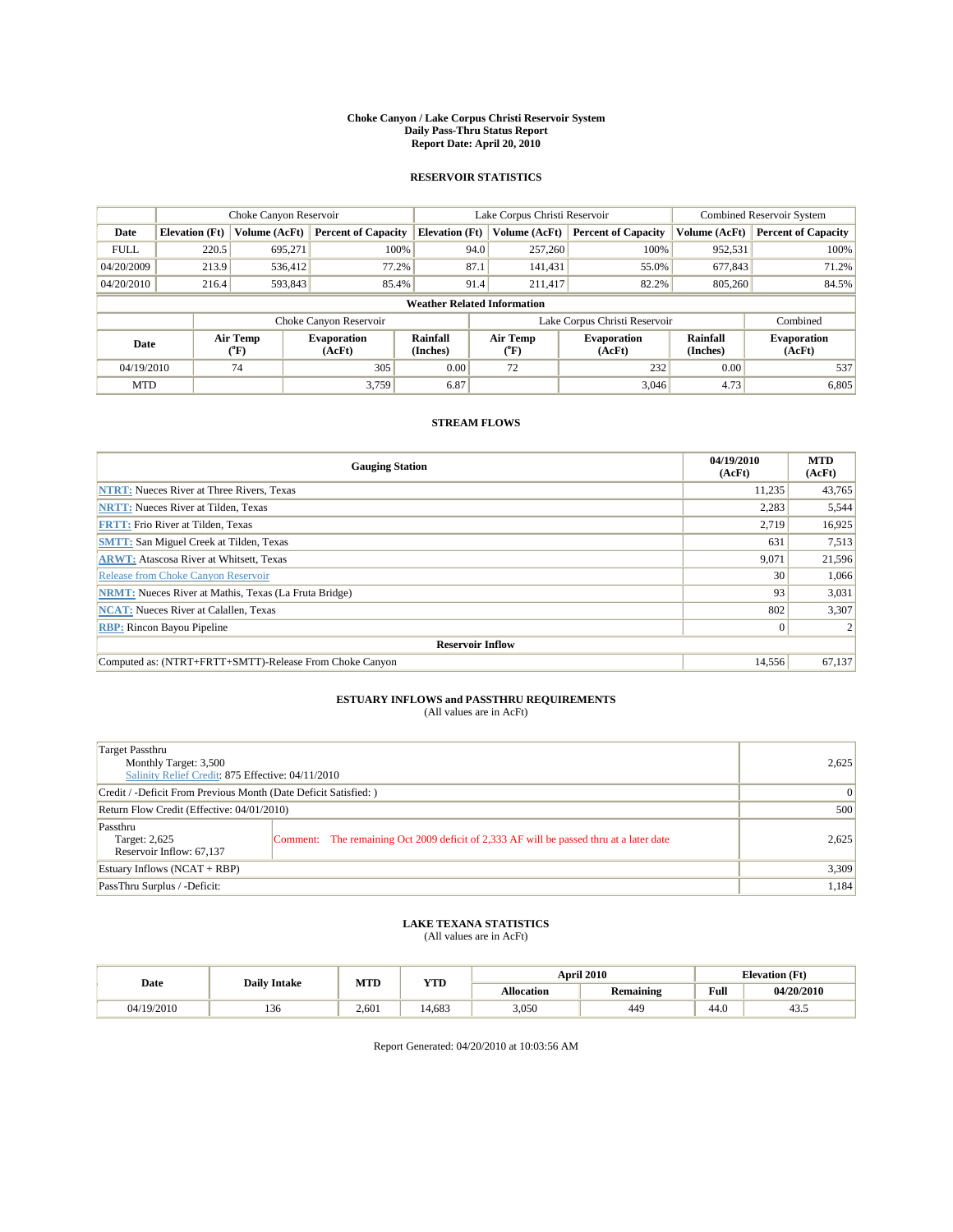# Choke Canyon / Lake Corpus Christi Reservoir System
## Daily Pass-Thru Status Report
### Report Date: April 20, 2010

## RESERVOIR STATISTICS

| | Choke Canyon Reservoir | | | Lake Corpus Christi Reservoir | | | Combined Reservoir System | |
|---|---|---|---|---|---|---|---|---|
| Date | Elevation (Ft) | Volume (AcFt) | Percent of Capacity | Elevation (Ft) | Volume (AcFt) | Percent of Capacity | Volume (AcFt) | Percent of Capacity |
| FULL | 220.5 | 695,271 | 100% | 94.0 | 257,260 | 100% | 952,531 | 100% |
| 04/20/2009 | 213.9 | 536,412 | 77.2% | 87.1 | 141,431 | 55.0% | 677,843 | 71.2% |
| 04/20/2010 | 216.4 | 593,843 | 85.4% | 91.4 | 211,417 | 82.2% | 805,260 | 84.5% |

**Weather Related Information**

| | Choke Canyon Reservoir | | | Lake Corpus Christi Reservoir | | | Combined |
|---|---|---|---|---|---|---|---|
| Date | Air Temp (°F) | Evaporation (AcFt) | Rainfall (Inches) | Air Temp (°F) | Evaporation (AcFt) | Rainfall (Inches) | Evaporation (AcFt) |
| 04/19/2010 | 74 | 305 | 0.00 | 72 | 232 | 0.00 | 537 |
| MTD | | 3,759 | 6.87 | | 3,046 | 4.73 | 6,805 |

## STREAM FLOWS

| Gauging Station | 04/19/2010 (AcFt) | MTD (AcFt) |
|---|---|---|
| NTRT: Nueces River at Three Rivers, Texas | 11,235 | 43,765 |
| NRTT: Nueces River at Tilden, Texas | 2,283 | 5,544 |
| FRTT: Frio River at Tilden, Texas | 2,719 | 16,925 |
| SMTT: San Miguel Creek at Tilden, Texas | 631 | 7,513 |
| ARWT: Atascosa River at Whitsett, Texas | 9,071 | 21,596 |
| Release from Choke Canyon Reservoir | 30 | 1,066 |
| NRMT: Nueces River at Mathis, Texas (La Fruta Bridge) | 93 | 3,031 |
| NCAT: Nueces River at Calallen, Texas | 802 | 3,307 |
| RBP: Rincon Bayou Pipeline | 0 | 2 |
| **Reservoir Inflow** | | |
| Computed as: (NTRT+FRTT+SMTT)-Release From Choke Canyon | 14,556 | 67,137 |

## ESTUARY INFLOWS and PASSTHRU REQUIREMENTS
(All values are in AcFt)

| | | |
|---|---|---|
| Target Passthru<br>Monthly Target: 3,500<br>Salinity Relief Credit: 875 Effective: 04/11/2010 | | 2,625 |
| Credit / -Deficit From Previous Month (Date Deficit Satisfied: ) | | 0 |
| Return Flow Credit (Effective: 04/01/2010) | | 500 |
| Passthru<br>Target: 2,625<br>Reservoir Inflow: 67,137 | Comment: The remaining Oct 2009 deficit of 2,333 AF will be passed thru at a later date | 2,625 |
| Estuary Inflows (NCAT + RBP) | | 3,309 |
| PassThru Surplus / -Deficit: | | 1,184 |

## LAKE TEXANA STATISTICS
(All values are in AcFt)

| Date | Daily Intake | MTD | YTD | April 2010 | | Elevation (Ft) | |
|---|---|---|---|---|---|---|---|
| | | | | Allocation | Remaining | Full | 04/20/2010 |
| 04/19/2010 | 136 | 2,601 | 14,683 | 3,050 | 449 | 44.0 | 43.5 |

Report Generated: 04/20/2010 at 10:03:56 AM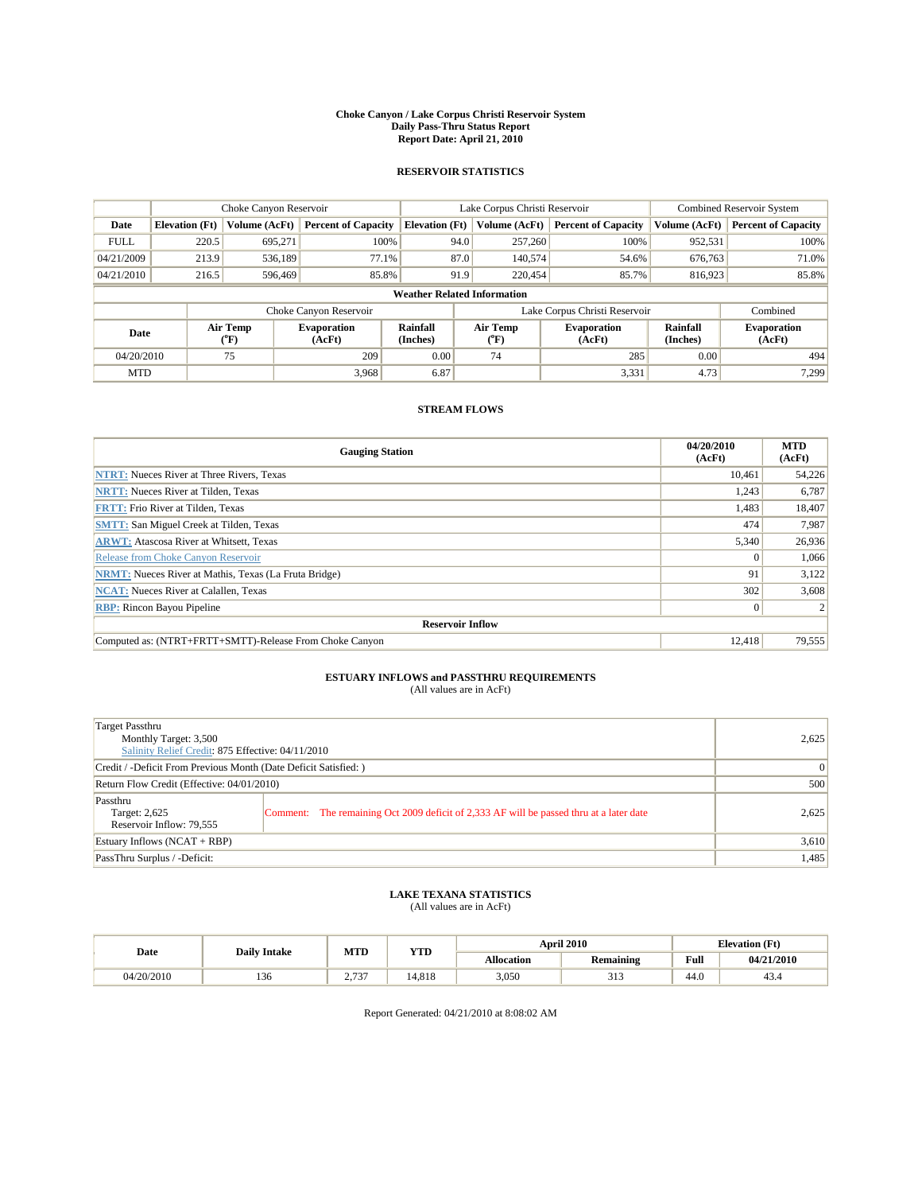# Choke Canyon / Lake Corpus Christi Reservoir System
## Daily Pass-Thru Status Report
## Report Date: April 21, 2010

### RESERVOIR STATISTICS

| | Choke Canyon Reservoir | | | Lake Corpus Christi Reservoir | | | Combined Reservoir System | |
|---|---|---|---|---|---|---|---|---|
| Date | Elevation (Ft) | Volume (AcFt) | Percent of Capacity | Elevation (Ft) | Volume (AcFt) | Percent of Capacity | Volume (AcFt) | Percent of Capacity |
| FULL | 220.5 | 695,271 | 100% | 94.0 | 257,260 | 100% | 952,531 | 100% |
| 04/21/2009 | 213.9 | 536,189 | 77.1% | 87.0 | 140,574 | 54.6% | 676,763 | 71.0% |
| 04/21/2010 | 216.5 | 596,469 | 85.8% | 91.9 | 220,454 | 85.7% | 816,923 | 85.8% |

**Weather Related Information**

| | Choke Canyon Reservoir | | | Lake Corpus Christi Reservoir | | | Combined |
|---|---|---|---|---|---|---|---|
| Date | Air Temp (°F) | Evaporation (AcFt) | Rainfall (Inches) | Air Temp (°F) | Evaporation (AcFt) | Rainfall (Inches) | Evaporation (AcFt) |
| 04/20/2010 | 75 | 209 | 0.00 | 74 | 285 | 0.00 | 494 |
| MTD | | 3,968 | 6.87 | | 3,331 | 4.73 | 7,299 |

### STREAM FLOWS

| Gauging Station | 04/20/2010 (AcFt) | MTD (AcFt) |
|---|---|---|
| NTRT: Nueces River at Three Rivers, Texas | 10,461 | 54,226 |
| NRTT: Nueces River at Tilden, Texas | 1,243 | 6,787 |
| FRTT: Frio River at Tilden, Texas | 1,483 | 18,407 |
| SMTT: San Miguel Creek at Tilden, Texas | 474 | 7,987 |
| ARWT: Atascosa River at Whitsett, Texas | 5,340 | 26,936 |
| Release from Choke Canyon Reservoir | 0 | 1,066 |
| NRMT: Nueces River at Mathis, Texas (La Fruta Bridge) | 91 | 3,122 |
| NCAT: Nueces River at Calallen, Texas | 302 | 3,608 |
| RBP: Rincon Bayou Pipeline | 0 | 2 |
| **Reservoir Inflow** | | |
| Computed as: (NTRT+FRTT+SMTT)-Release From Choke Canyon | 12,418 | 79,555 |

### ESTUARY INFLOWS and PASSTHRU REQUIREMENTS
(All values are in AcFt)

| | |
|---|---|
| Target Passthru<br>Monthly Target: 3,500<br>Salinity Relief Credit: 875 Effective: 04/11/2010 | 2,625 |
| Credit / -Deficit From Previous Month (Date Deficit Satisfied: ) | 0 |
| Return Flow Credit (Effective: 04/01/2010) | 500 |
| Passthru<br>Target: 2,625<br>Reservoir Inflow: 79,555 — Comment: The remaining Oct 2009 deficit of 2,333 AF will be passed thru at a later date | 2,625 |
| Estuary Inflows (NCAT + RBP) | 3,610 |
| PassThru Surplus / -Deficit: | 1,485 |

### LAKE TEXANA STATISTICS
(All values are in AcFt)

| Date | Daily Intake | MTD | YTD | April 2010 | | Elevation (Ft) | |
|---|---|---|---|---|---|---|---|
| | | | | Allocation | Remaining | Full | 04/21/2010 |
| 04/20/2010 | 136 | 2,737 | 14,818 | 3,050 | 313 | 44.0 | 43.4 |

Report Generated: 04/21/2010 at 8:08:02 AM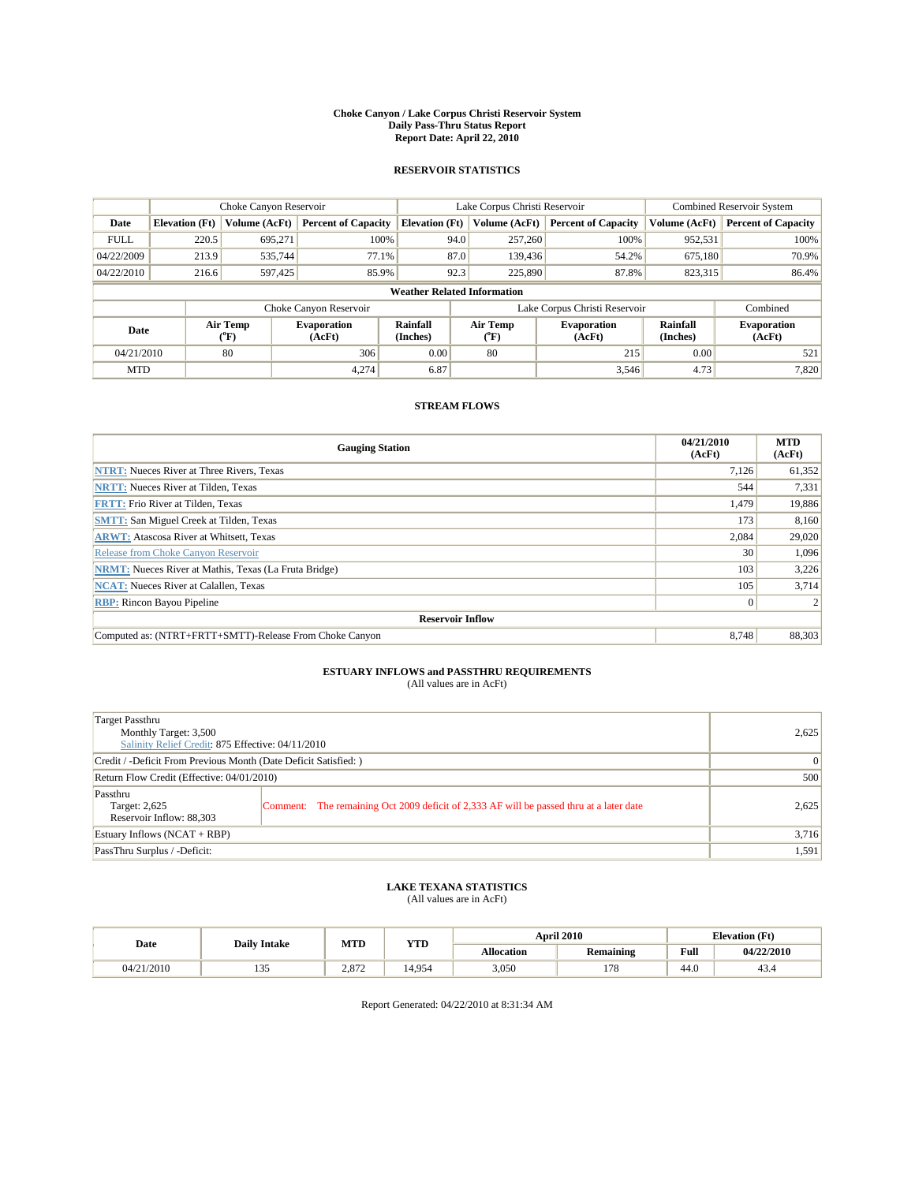# Choke Canyon / Lake Corpus Christi Reservoir System
## Daily Pass-Thru Status Report
## Report Date: April 22, 2010

### RESERVOIR STATISTICS

| | Choke Canyon Reservoir | | | Lake Corpus Christi Reservoir | | | Combined Reservoir System | |
|---|---|---|---|---|---|---|---|---|
| Date | Elevation (Ft) | Volume (AcFt) | Percent of Capacity | Elevation (Ft) | Volume (AcFt) | Percent of Capacity | Volume (AcFt) | Percent of Capacity |
| FULL | 220.5 | 695,271 | 100% | 94.0 | 257,260 | 100% | 952,531 | 100% |
| 04/22/2009 | 213.9 | 535,744 | 77.1% | 87.0 | 139,436 | 54.2% | 675,180 | 70.9% |
| 04/22/2010 | 216.6 | 597,425 | 85.9% | 92.3 | 225,890 | 87.8% | 823,315 | 86.4% |

**Weather Related Information**

| | Choke Canyon Reservoir | | | Lake Corpus Christi Reservoir | | | Combined |
|---|---|---|---|---|---|---|---|
| Date | Air Temp (°F) | Evaporation (AcFt) | Rainfall (Inches) | Air Temp (°F) | Evaporation (AcFt) | Rainfall (Inches) | Evaporation (AcFt) |
| 04/21/2010 | 80 | 306 | 0.00 | 80 | 215 | 0.00 | 521 |
| MTD | | 4,274 | 6.87 | | 3,546 | 4.73 | 7,820 |

### STREAM FLOWS

| Gauging Station | 04/21/2010 (AcFt) | MTD (AcFt) |
|---|---|---|
| NTRT: Nueces River at Three Rivers, Texas | 7,126 | 61,352 |
| NRTT: Nueces River at Tilden, Texas | 544 | 7,331 |
| FRTT: Frio River at Tilden, Texas | 1,479 | 19,886 |
| SMTT: San Miguel Creek at Tilden, Texas | 173 | 8,160 |
| ARWT: Atascosa River at Whitsett, Texas | 2,084 | 29,020 |
| Release from Choke Canyon Reservoir | 30 | 1,096 |
| NRMT: Nueces River at Mathis, Texas (La Fruta Bridge) | 103 | 3,226 |
| NCAT: Nueces River at Calallen, Texas | 105 | 3,714 |
| RBP: Rincon Bayou Pipeline | 0 | 2 |
| **Reservoir Inflow** | | |
| Computed as: (NTRT+FRTT+SMTT)-Release From Choke Canyon | 8,748 | 88,303 |

### ESTUARY INFLOWS and PASSTHRU REQUIREMENTS
(All values are in AcFt)

| | |
|---|---|
| Target Passthru<br>Monthly Target: 3,500<br>Salinity Relief Credit: 875 Effective: 04/11/2010 | 2,625 |
| Credit / -Deficit From Previous Month (Date Deficit Satisfied: ) | 0 |
| Return Flow Credit (Effective: 04/01/2010) | 500 |
| Passthru<br>Target: 2,625<br>Reservoir Inflow: 88,303 — Comment: The remaining Oct 2009 deficit of 2,333 AF will be passed thru at a later date | 2,625 |
| Estuary Inflows (NCAT + RBP) | 3,716 |
| PassThru Surplus / -Deficit: | 1,591 |

### LAKE TEXANA STATISTICS
(All values are in AcFt)

| Date | Daily Intake | MTD | YTD | April 2010 | | Elevation (Ft) | |
|---|---|---|---|---|---|---|---|
| | | | | Allocation | Remaining | Full | 04/22/2010 |
| 04/21/2010 | 135 | 2,872 | 14,954 | 3,050 | 178 | 44.0 | 43.4 |

Report Generated: 04/22/2010 at 8:31:34 AM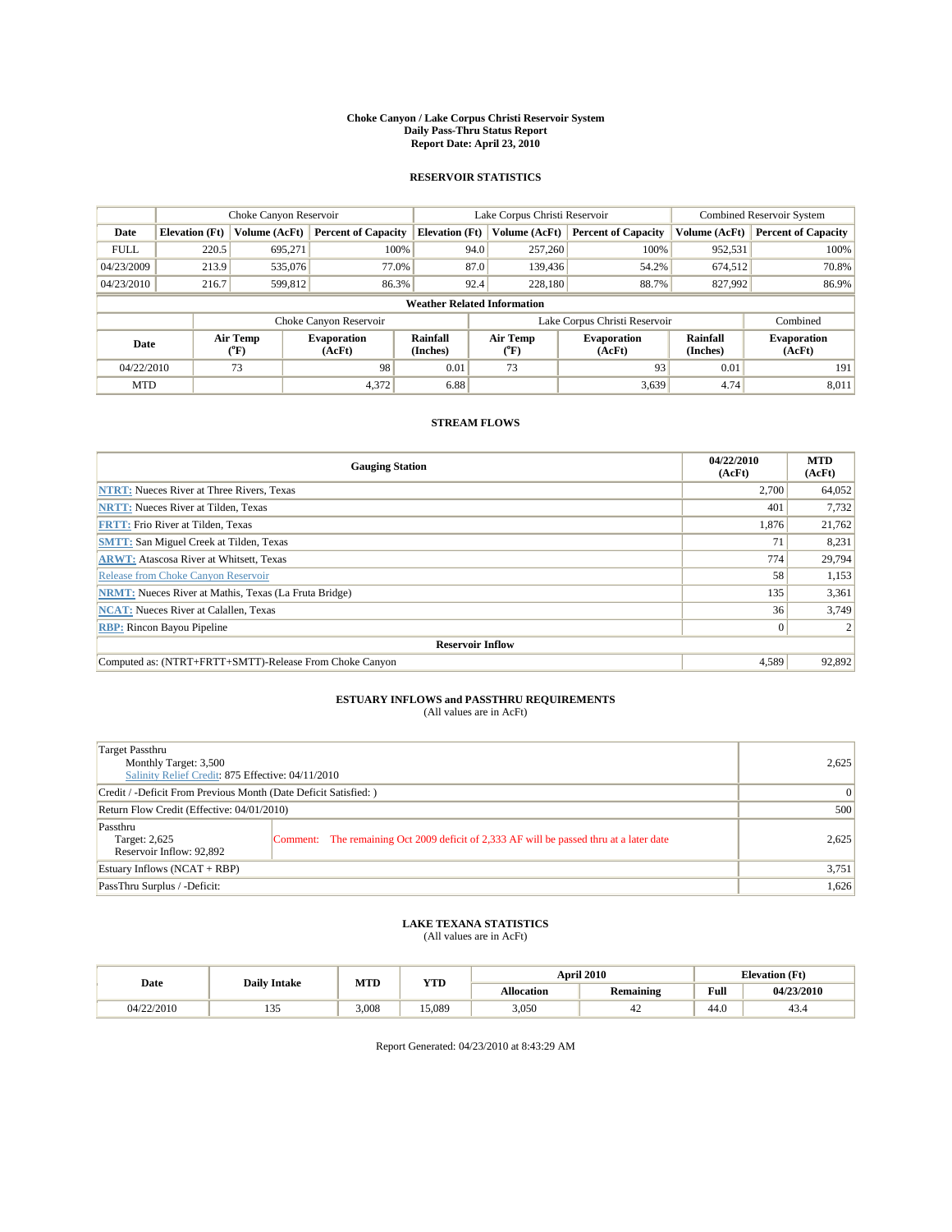# Choke Canyon / Lake Corpus Christi Reservoir System
## Daily Pass-Thru Status Report
## Report Date: April 23, 2010

### RESERVOIR STATISTICS

| | Choke Canyon Reservoir | | | Lake Corpus Christi Reservoir | | | Combined Reservoir System | |
|---|---|---|---|---|---|---|---|---|
| Date | Elevation (Ft) | Volume (AcFt) | Percent of Capacity | Elevation (Ft) | Volume (AcFt) | Percent of Capacity | Volume (AcFt) | Percent of Capacity |
| FULL | 220.5 | 695,271 | 100% | 94.0 | 257,260 | 100% | 952,531 | 100% |
| 04/23/2009 | 213.9 | 535,076 | 77.0% | 87.0 | 139,436 | 54.2% | 674,512 | 70.8% |
| 04/23/2010 | 216.7 | 599,812 | 86.3% | 92.4 | 228,180 | 88.7% | 827,992 | 86.9% |

**Weather Related Information**

| | Choke Canyon Reservoir | | | Lake Corpus Christi Reservoir | | | Combined |
|---|---|---|---|---|---|---|---|
| Date | Air Temp (°F) | Evaporation (AcFt) | Rainfall (Inches) | Air Temp (°F) | Evaporation (AcFt) | Rainfall (Inches) | Evaporation (AcFt) |
| 04/22/2010 | 73 | 98 | 0.01 | 73 | 93 | 0.01 | 191 |
| MTD | | 4,372 | 6.88 | | 3,639 | 4.74 | 8,011 |

### STREAM FLOWS

| Gauging Station | 04/22/2010 (AcFt) | MTD (AcFt) |
|---|---|---|
| NTRT: Nueces River at Three Rivers, Texas | 2,700 | 64,052 |
| NRTT: Nueces River at Tilden, Texas | 401 | 7,732 |
| FRTT: Frio River at Tilden, Texas | 1,876 | 21,762 |
| SMTT: San Miguel Creek at Tilden, Texas | 71 | 8,231 |
| ARWT: Atascosa River at Whitsett, Texas | 774 | 29,794 |
| Release from Choke Canyon Reservoir | 58 | 1,153 |
| NRMT: Nueces River at Mathis, Texas (La Fruta Bridge) | 135 | 3,361 |
| NCAT: Nueces River at Calallen, Texas | 36 | 3,749 |
| RBP: Rincon Bayou Pipeline | 0 | 2 |
| **Reservoir Inflow** | | |
| Computed as: (NTRT+FRTT+SMTT)-Release From Choke Canyon | 4,589 | 92,892 |

### ESTUARY INFLOWS and PASSTHRU REQUIREMENTS
(All values are in AcFt)

| | | |
|---|---|---|
| Target Passthru<br>Monthly Target: 3,500<br>Salinity Relief Credit: 875 Effective: 04/11/2010 | | 2,625 |
| Credit / -Deficit From Previous Month (Date Deficit Satisfied: ) | | 0 |
| Return Flow Credit (Effective: 04/01/2010) | | 500 |
| Passthru<br>Target: 2,625<br>Reservoir Inflow: 92,892 | Comment: The remaining Oct 2009 deficit of 2,333 AF will be passed thru at a later date | 2,625 |
| Estuary Inflows (NCAT + RBP) | | 3,751 |
| PassThru Surplus / -Deficit: | | 1,626 |

### LAKE TEXANA STATISTICS
(All values are in AcFt)

| Date | Daily Intake | MTD | YTD | April 2010 | | Elevation (Ft) | |
|---|---|---|---|---|---|---|---|
| | | | | Allocation | Remaining | Full | 04/23/2010 |
| 04/22/2010 | 135 | 3,008 | 15,089 | 3,050 | 42 | 44.0 | 43.4 |

Report Generated: 04/23/2010 at 8:43:29 AM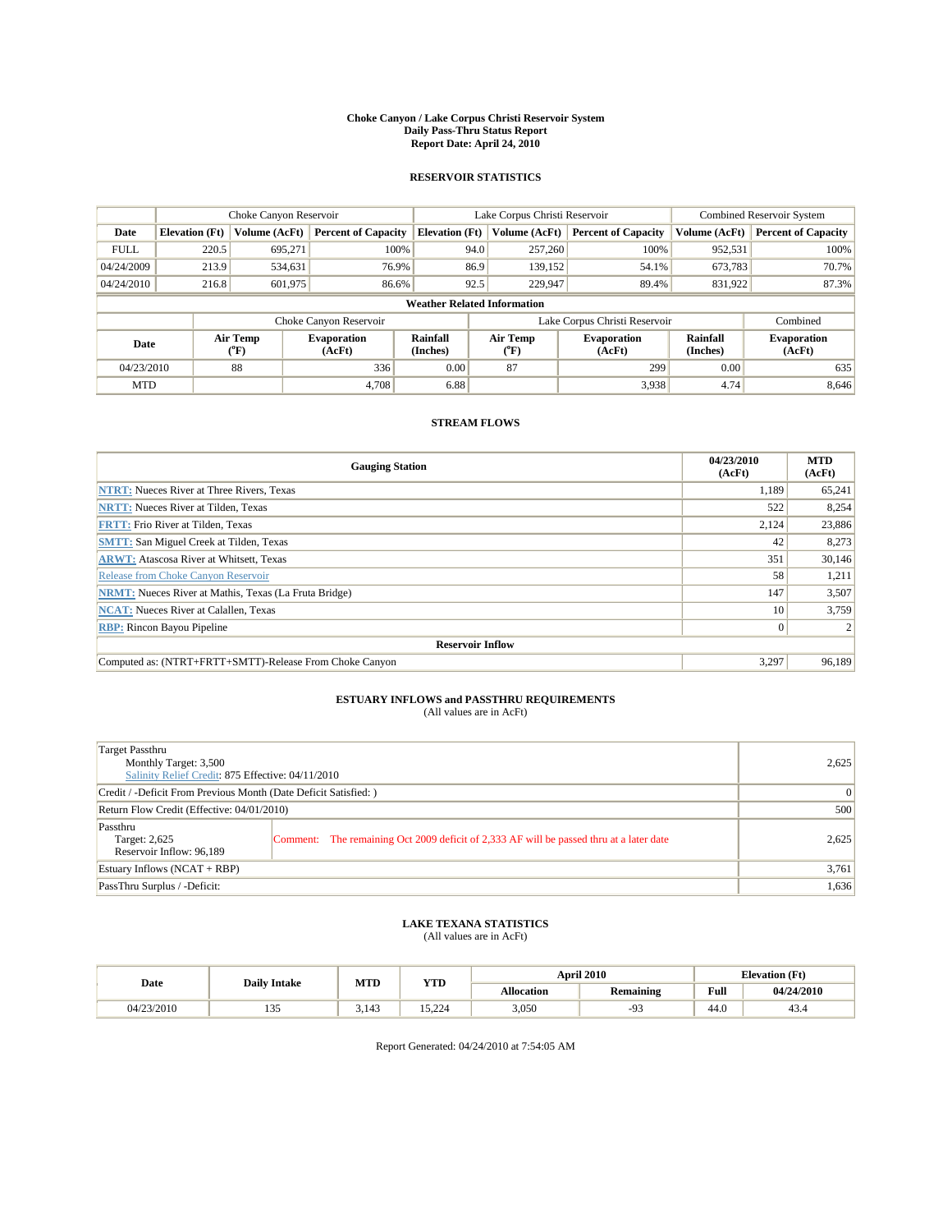**Choke Canyon / Lake Corpus Christi Reservoir System**
**Daily Pass-Thru Status Report**
**Report Date: April 24, 2010**

## RESERVOIR STATISTICS

| | Choke Canyon Reservoir | | | Lake Corpus Christi Reservoir | | | Combined Reservoir System | |
|---|---|---|---|---|---|---|---|---|
| **Date** | **Elevation (Ft)** | **Volume (AcFt)** | **Percent of Capacity** | **Elevation (Ft)** | **Volume (AcFt)** | **Percent of Capacity** | **Volume (AcFt)** | **Percent of Capacity** |
| FULL | 220.5 | 695,271 | 100% | 94.0 | 257,260 | 100% | 952,531 | 100% |
| 04/24/2009 | 213.9 | 534,631 | 76.9% | 86.9 | 139,152 | 54.1% | 673,783 | 70.7% |
| 04/24/2010 | 216.8 | 601,975 | 86.6% | 92.5 | 229,947 | 89.4% | 831,922 | 87.3% |

**Weather Related Information**

| | Choke Canyon Reservoir | | | Lake Corpus Christi Reservoir | | | Combined |
|---|---|---|---|---|---|---|---|
| **Date** | **Air Temp (°F)** | **Evaporation (AcFt)** | **Rainfall (Inches)** | **Air Temp (°F)** | **Evaporation (AcFt)** | **Rainfall (Inches)** | **Evaporation (AcFt)** |
| 04/23/2010 | 88 | 336 | 0.00 | 87 | 299 | 0.00 | 635 |
| MTD | | 4,708 | 6.88 | | 3,938 | 4.74 | 8,646 |

## STREAM FLOWS

| Gauging Station | 04/23/2010 (AcFt) | MTD (AcFt) |
|---|---|---|
| NTRT: Nueces River at Three Rivers, Texas | 1,189 | 65,241 |
| NRTT: Nueces River at Tilden, Texas | 522 | 8,254 |
| FRTT: Frio River at Tilden, Texas | 2,124 | 23,886 |
| SMTT: San Miguel Creek at Tilden, Texas | 42 | 8,273 |
| ARWT: Atascosa River at Whitsett, Texas | 351 | 30,146 |
| Release from Choke Canyon Reservoir | 58 | 1,211 |
| NRMT: Nueces River at Mathis, Texas (La Fruta Bridge) | 147 | 3,507 |
| NCAT: Nueces River at Calallen, Texas | 10 | 3,759 |
| RBP: Rincon Bayou Pipeline | 0 | 2 |
| **Reservoir Inflow** | | |
| Computed as: (NTRT+FRTT+SMTT)-Release From Choke Canyon | 3,297 | 96,189 |

## ESTUARY INFLOWS and PASSTHRU REQUIREMENTS
(All values are in AcFt)

| | | |
|---|---|---|
| Target Passthru<br>Monthly Target: 3,500<br>Salinity Relief Credit: 875 Effective: 04/11/2010 | | 2,625 |
| Credit / -Deficit From Previous Month (Date Deficit Satisfied: ) | | 0 |
| Return Flow Credit (Effective: 04/01/2010) | | 500 |
| Passthru<br>Target: 2,625<br>Reservoir Inflow: 96,189 | Comment: The remaining Oct 2009 deficit of 2,333 AF will be passed thru at a later date | 2,625 |
| Estuary Inflows (NCAT + RBP) | | 3,761 |
| PassThru Surplus / -Deficit: | | 1,636 |

## LAKE TEXANA STATISTICS
(All values are in AcFt)

| Date | Daily Intake | MTD | YTD | April 2010 | | Elevation (Ft) | |
|---|---|---|---|---|---|---|---|
| | | | | **Allocation** | **Remaining** | **Full** | **04/24/2010** |
| 04/23/2010 | 135 | 3,143 | 15,224 | 3,050 | -93 | 44.0 | 43.4 |

Report Generated: 04/24/2010 at 7:54:05 AM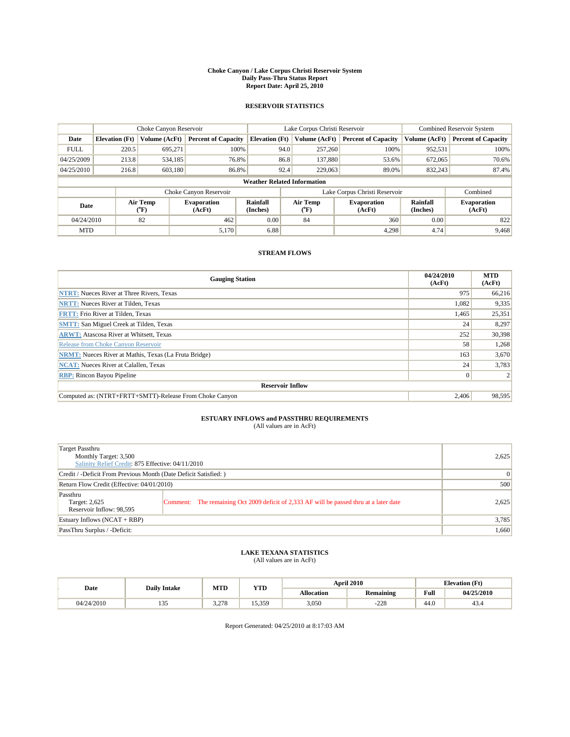**Choke Canyon / Lake Corpus Christi Reservoir System**
**Daily Pass-Thru Status Report**
**Report Date: April 25, 2010**

## RESERVOIR STATISTICS

| | Choke Canyon Reservoir | | | Lake Corpus Christi Reservoir | | | Combined Reservoir System | |
|---|---|---|---|---|---|---|---|---|
| Date | Elevation (Ft) | Volume (AcFt) | Percent of Capacity | Elevation (Ft) | Volume (AcFt) | Percent of Capacity | Volume (AcFt) | Percent of Capacity |
| FULL | 220.5 | 695,271 | 100% | 94.0 | 257,260 | 100% | 952,531 | 100% |
| 04/25/2009 | 213.8 | 534,185 | 76.8% | 86.8 | 137,880 | 53.6% | 672,065 | 70.6% |
| 04/25/2010 | 216.8 | 603,180 | 86.8% | 92.4 | 229,063 | 89.0% | 832,243 | 87.4% |

**Weather Related Information**

| | Choke Canyon Reservoir | | | Lake Corpus Christi Reservoir | | | Combined |
|---|---|---|---|---|---|---|---|
| Date | Air Temp (°F) | Evaporation (AcFt) | Rainfall (Inches) | Air Temp (°F) | Evaporation (AcFt) | Rainfall (Inches) | Evaporation (AcFt) |
| 04/24/2010 | 82 | 462 | 0.00 | 84 | 360 | 0.00 | 822 |
| MTD | | 5,170 | 6.88 | | 4,298 | 4.74 | 9,468 |

## STREAM FLOWS

| Gauging Station | 04/24/2010 (AcFt) | MTD (AcFt) |
|---|---|---|
| NTRT: Nueces River at Three Rivers, Texas | 975 | 66,216 |
| NRTT: Nueces River at Tilden, Texas | 1,082 | 9,335 |
| FRTT: Frio River at Tilden, Texas | 1,465 | 25,351 |
| SMTT: San Miguel Creek at Tilden, Texas | 24 | 8,297 |
| ARWT: Atascosa River at Whitsett, Texas | 252 | 30,398 |
| Release from Choke Canyon Reservoir | 58 | 1,268 |
| NRMT: Nueces River at Mathis, Texas (La Fruta Bridge) | 163 | 3,670 |
| NCAT: Nueces River at Calallen, Texas | 24 | 3,783 |
| RBP: Rincon Bayou Pipeline | 0 | 2 |
| **Reservoir Inflow** | | |
| Computed as: (NTRT+FRTT+SMTT)-Release From Choke Canyon | 2,406 | 98,595 |

## ESTUARY INFLOWS and PASSTHRU REQUIREMENTS
(All values are in AcFt)

| | |
|---|---|
| Target Passthru<br>Monthly Target: 3,500<br>Salinity Relief Credit: 875 Effective: 04/11/2010 | 2,625 |
| Credit / -Deficit From Previous Month (Date Deficit Satisfied: ) | 0 |
| Return Flow Credit (Effective: 04/01/2010) | 500 |
| Passthru<br>Target: 2,625<br>Reservoir Inflow: 98,595<br>Comment: The remaining Oct 2009 deficit of 2,333 AF will be passed thru at a later date | 2,625 |
| Estuary Inflows (NCAT + RBP) | 3,785 |
| PassThru Surplus / -Deficit: | 1,660 |

## LAKE TEXANA STATISTICS
(All values are in AcFt)

| Date | Daily Intake | MTD | YTD | April 2010 | | Elevation (Ft) | |
|---|---|---|---|---|---|---|---|
| | | | | Allocation | Remaining | Full | 04/25/2010 |
| 04/24/2010 | 135 | 3,278 | 15,359 | 3,050 | -228 | 44.0 | 43.4 |

Report Generated: 04/25/2010 at 8:17:03 AM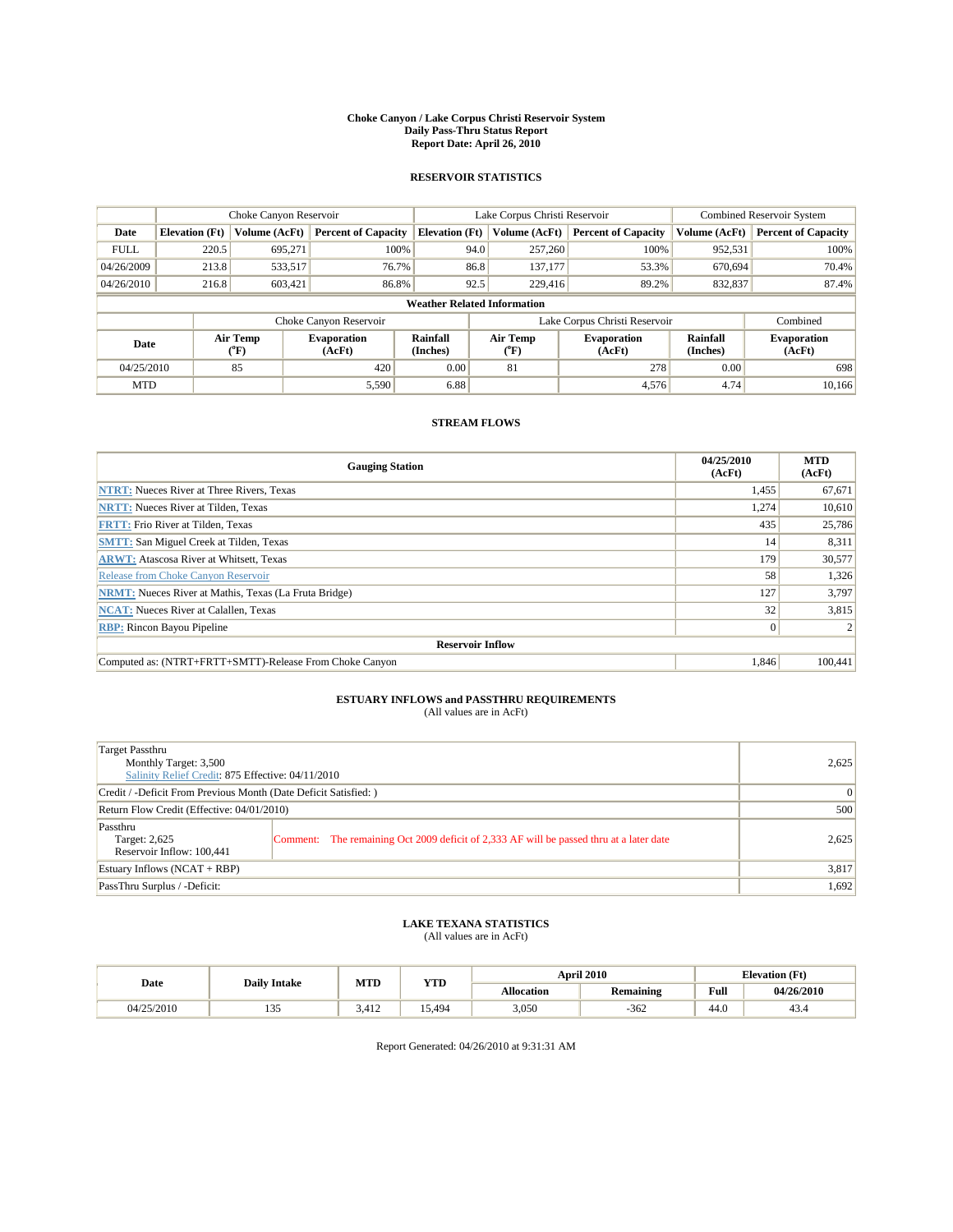# Choke Canyon / Lake Corpus Christi Reservoir System
## Daily Pass-Thru Status Report
## Report Date: April 26, 2010

### RESERVOIR STATISTICS

| | Choke Canyon Reservoir | | | Lake Corpus Christi Reservoir | | | Combined Reservoir System | |
|---|---|---|---|---|---|---|---|---|
| Date | Elevation (Ft) | Volume (AcFt) | Percent of Capacity | Elevation (Ft) | Volume (AcFt) | Percent of Capacity | Volume (AcFt) | Percent of Capacity |
| FULL | 220.5 | 695,271 | 100% | 94.0 | 257,260 | 100% | 952,531 | 100% |
| 04/26/2009 | 213.8 | 533,517 | 76.7% | 86.8 | 137,177 | 53.3% | 670,694 | 70.4% |
| 04/26/2010 | 216.8 | 603,421 | 86.8% | 92.5 | 229,416 | 89.2% | 832,837 | 87.4% |

**Weather Related Information**

| | Choke Canyon Reservoir | | | Lake Corpus Christi Reservoir | | | Combined |
|---|---|---|---|---|---|---|---|
| Date | Air Temp (°F) | Evaporation (AcFt) | Rainfall (Inches) | Air Temp (°F) | Evaporation (AcFt) | Rainfall (Inches) | Evaporation (AcFt) |
| 04/25/2010 | 85 | 420 | 0.00 | 81 | 278 | 0.00 | 698 |
| MTD | | 5,590 | 6.88 | | 4,576 | 4.74 | 10,166 |

### STREAM FLOWS

| Gauging Station | 04/25/2010 (AcFt) | MTD (AcFt) |
|---|---|---|
| NTRT: Nueces River at Three Rivers, Texas | 1,455 | 67,671 |
| NRTT: Nueces River at Tilden, Texas | 1,274 | 10,610 |
| FRTT: Frio River at Tilden, Texas | 435 | 25,786 |
| SMTT: San Miguel Creek at Tilden, Texas | 14 | 8,311 |
| ARWT: Atascosa River at Whitsett, Texas | 179 | 30,577 |
| Release from Choke Canyon Reservoir | 58 | 1,326 |
| NRMT: Nueces River at Mathis, Texas (La Fruta Bridge) | 127 | 3,797 |
| NCAT: Nueces River at Calallen, Texas | 32 | 3,815 |
| RBP: Rincon Bayou Pipeline | 0 | 2 |
| **Reservoir Inflow** | | |
| Computed as: (NTRT+FRTT+SMTT)-Release From Choke Canyon | 1,846 | 100,441 |

### ESTUARY INFLOWS and PASSTHRU REQUIREMENTS
(All values are in AcFt)

| | |
|---|---|
| Target Passthru<br>Monthly Target: 3,500<br>Salinity Relief Credit: 875 Effective: 04/11/2010 | 2,625 |
| Credit / -Deficit From Previous Month (Date Deficit Satisfied: ) | 0 |
| Return Flow Credit (Effective: 04/01/2010) | 500 |
| Passthru<br>Target: 2,625<br>Reservoir Inflow: 100,441<br>Comment: The remaining Oct 2009 deficit of 2,333 AF will be passed thru at a later date | 2,625 |
| Estuary Inflows (NCAT + RBP) | 3,817 |
| PassThru Surplus / -Deficit: | 1,692 |

### LAKE TEXANA STATISTICS
(All values are in AcFt)

| Date | Daily Intake | MTD | YTD | April 2010 | | Elevation (Ft) | |
|---|---|---|---|---|---|---|---|
| | | | | Allocation | Remaining | Full | 04/26/2010 |
| 04/25/2010 | 135 | 3,412 | 15,494 | 3,050 | -362 | 44.0 | 43.4 |

Report Generated: 04/26/2010 at 9:31:31 AM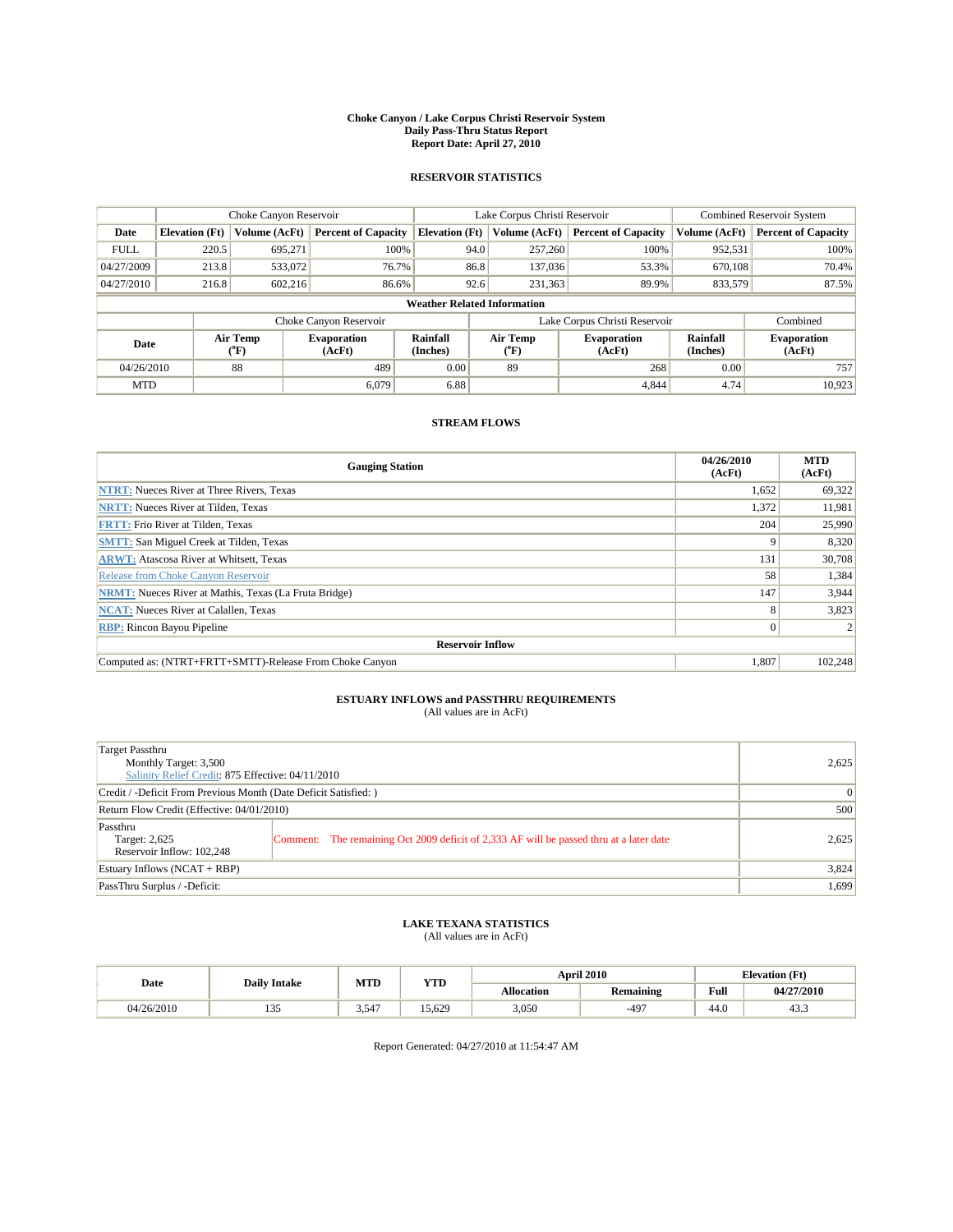**Choke Canyon / Lake Corpus Christi Reservoir System**
**Daily Pass-Thru Status Report**
**Report Date: April 27, 2010**

## RESERVOIR STATISTICS

| | Choke Canyon Reservoir | | | Lake Corpus Christi Reservoir | | | Combined Reservoir System | |
|---|---|---|---|---|---|---|---|---|
| **Date** | **Elevation (Ft)** | **Volume (AcFt)** | **Percent of Capacity** | **Elevation (Ft)** | **Volume (AcFt)** | **Percent of Capacity** | **Volume (AcFt)** | **Percent of Capacity** |
| FULL | 220.5 | 695,271 | 100% | 94.0 | 257,260 | 100% | 952,531 | 100% |
| 04/27/2009 | 213.8 | 533,072 | 76.7% | 86.8 | 137,036 | 53.3% | 670,108 | 70.4% |
| 04/27/2010 | 216.8 | 602,216 | 86.6% | 92.6 | 231,363 | 89.9% | 833,579 | 87.5% |

**Weather Related Information**

| | Choke Canyon Reservoir | | | Lake Corpus Christi Reservoir | | | Combined |
|---|---|---|---|---|---|---|---|
| **Date** | **Air Temp (°F)** | **Evaporation (AcFt)** | **Rainfall (Inches)** | **Air Temp (°F)** | **Evaporation (AcFt)** | **Rainfall (Inches)** | **Evaporation (AcFt)** |
| 04/26/2010 | 88 | 489 | 0.00 | 89 | 268 | 0.00 | 757 |
| MTD | | 6,079 | 6.88 | | 4,844 | 4.74 | 10,923 |

## STREAM FLOWS

| Gauging Station | 04/26/2010 (AcFt) | MTD (AcFt) |
|---|---|---|
| NTRT: Nueces River at Three Rivers, Texas | 1,652 | 69,322 |
| NRTT: Nueces River at Tilden, Texas | 1,372 | 11,981 |
| FRTT: Frio River at Tilden, Texas | 204 | 25,990 |
| SMTT: San Miguel Creek at Tilden, Texas | 9 | 8,320 |
| ARWT: Atascosa River at Whitsett, Texas | 131 | 30,708 |
| Release from Choke Canyon Reservoir | 58 | 1,384 |
| NRMT: Nueces River at Mathis, Texas (La Fruta Bridge) | 147 | 3,944 |
| NCAT: Nueces River at Calallen, Texas | 8 | 3,823 |
| RBP: Rincon Bayou Pipeline | 0 | 2 |
| **Reservoir Inflow** | | |
| Computed as: (NTRT+FRTT+SMTT)-Release From Choke Canyon | 1,807 | 102,248 |

## ESTUARY INFLOWS and PASSTHRU REQUIREMENTS
(All values are in AcFt)

| | | |
|---|---|---|
| Target Passthru<br>Monthly Target: 3,500<br>Salinity Relief Credit: 875 Effective: 04/11/2010 | | 2,625 |
| Credit / -Deficit From Previous Month (Date Deficit Satisfied: ) | | 0 |
| Return Flow Credit (Effective: 04/01/2010) | | 500 |
| Passthru<br>Target: 2,625<br>Reservoir Inflow: 102,248 | Comment: The remaining Oct 2009 deficit of 2,333 AF will be passed thru at a later date | 2,625 |
| Estuary Inflows (NCAT + RBP) | | 3,824 |
| PassThru Surplus / -Deficit: | | 1,699 |

## LAKE TEXANA STATISTICS
(All values are in AcFt)

| Date | Daily Intake | MTD | YTD | April 2010 | | Elevation (Ft) | |
|---|---|---|---|---|---|---|---|
| | | | | **Allocation** | **Remaining** | **Full** | **04/27/2010** |
| 04/26/2010 | 135 | 3,547 | 15,629 | 3,050 | -497 | 44.0 | 43.3 |

Report Generated: 04/27/2010 at 11:54:47 AM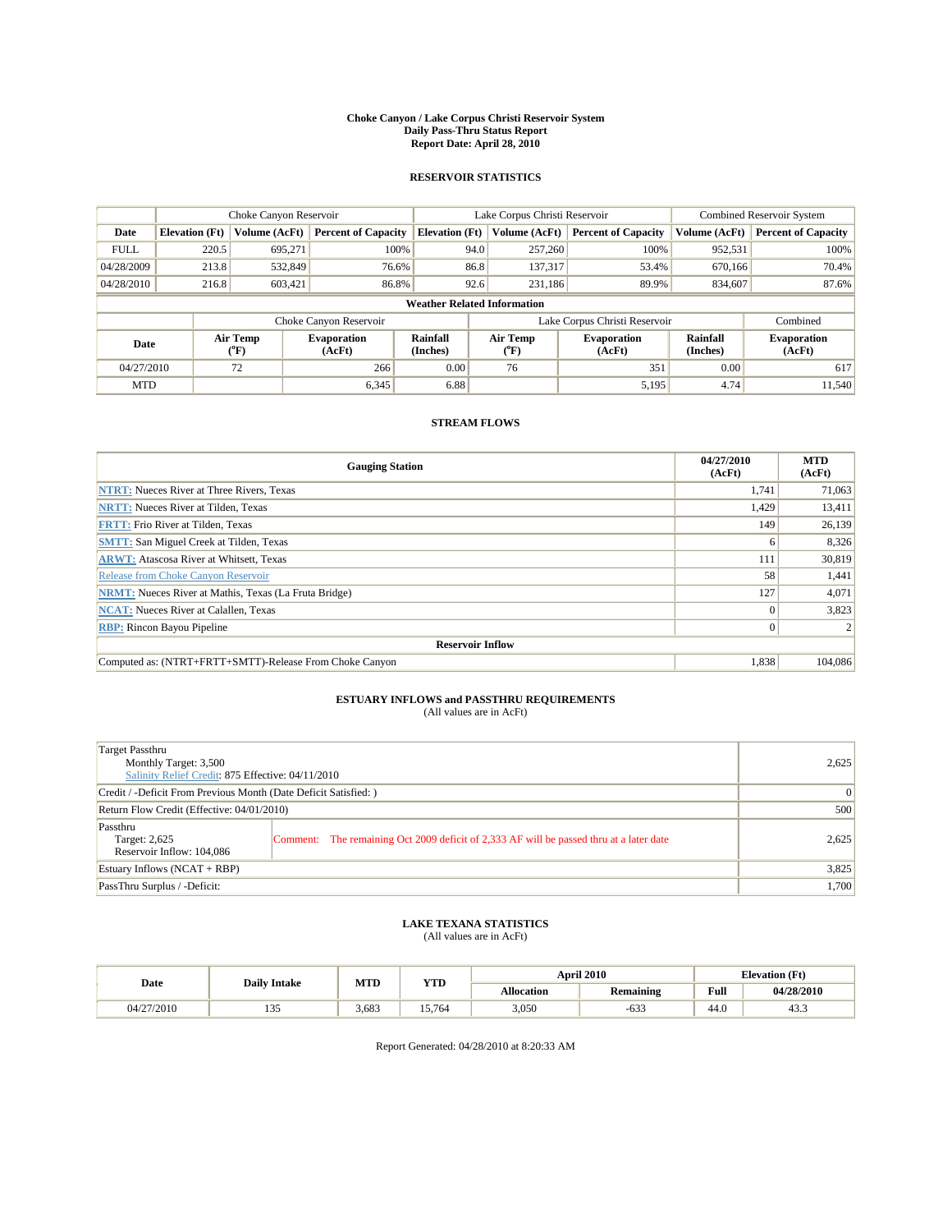# Choke Canyon / Lake Corpus Christi Reservoir System
## Daily Pass-Thru Status Report
### Report Date: April 28, 2010

## RESERVOIR STATISTICS

| | Choke Canyon Reservoir | | | Lake Corpus Christi Reservoir | | | Combined Reservoir System | |
|---|---|---|---|---|---|---|---|---|
| Date | Elevation (Ft) | Volume (AcFt) | Percent of Capacity | Elevation (Ft) | Volume (AcFt) | Percent of Capacity | Volume (AcFt) | Percent of Capacity |
| FULL | 220.5 | 695,271 | 100% | 94.0 | 257,260 | 100% | 952,531 | 100% |
| 04/28/2009 | 213.8 | 532,849 | 76.6% | 86.8 | 137,317 | 53.4% | 670,166 | 70.4% |
| 04/28/2010 | 216.8 | 603,421 | 86.8% | 92.6 | 231,186 | 89.9% | 834,607 | 87.6% |

**Weather Related Information**

| | Choke Canyon Reservoir | | | Lake Corpus Christi Reservoir | | | Combined |
|---|---|---|---|---|---|---|---|
| Date | Air Temp (°F) | Evaporation (AcFt) | Rainfall (Inches) | Air Temp (°F) | Evaporation (AcFt) | Rainfall (Inches) | Evaporation (AcFt) |
| 04/27/2010 | 72 | 266 | 0.00 | 76 | 351 | 0.00 | 617 |
| MTD | | 6,345 | 6.88 | | 5,195 | 4.74 | 11,540 |

## STREAM FLOWS

| Gauging Station | 04/27/2010 (AcFt) | MTD (AcFt) |
|---|---|---|
| NTRT: Nueces River at Three Rivers, Texas | 1,741 | 71,063 |
| NRTT: Nueces River at Tilden, Texas | 1,429 | 13,411 |
| FRTT: Frio River at Tilden, Texas | 149 | 26,139 |
| SMTT: San Miguel Creek at Tilden, Texas | 6 | 8,326 |
| ARWT: Atascosa River at Whitsett, Texas | 111 | 30,819 |
| Release from Choke Canyon Reservoir | 58 | 1,441 |
| NRMT: Nueces River at Mathis, Texas (La Fruta Bridge) | 127 | 4,071 |
| NCAT: Nueces River at Calallen, Texas | 0 | 3,823 |
| RBP: Rincon Bayou Pipeline | 0 | 2 |
| **Reservoir Inflow** | | |
| Computed as: (NTRT+FRTT+SMTT)-Release From Choke Canyon | 1,838 | 104,086 |

## ESTUARY INFLOWS and PASSTHRU REQUIREMENTS
(All values are in AcFt)

| | | |
|---|---|---|
| Target Passthru<br>Monthly Target: 3,500<br>Salinity Relief Credit: 875 Effective: 04/11/2010 | | 2,625 |
| Credit / -Deficit From Previous Month (Date Deficit Satisfied: ) | | 0 |
| Return Flow Credit (Effective: 04/01/2010) | | 500 |
| Passthru<br>Target: 2,625<br>Reservoir Inflow: 104,086 | Comment: The remaining Oct 2009 deficit of 2,333 AF will be passed thru at a later date | 2,625 |
| Estuary Inflows (NCAT + RBP) | | 3,825 |
| PassThru Surplus / -Deficit: | | 1,700 |

## LAKE TEXANA STATISTICS
(All values are in AcFt)

| Date | Daily Intake | MTD | YTD | April 2010 | | Elevation (Ft) | |
|---|---|---|---|---|---|---|---|
| | | | | Allocation | Remaining | Full | 04/28/2010 |
| 04/27/2010 | 135 | 3,683 | 15,764 | 3,050 | -633 | 44.0 | 43.3 |

Report Generated: 04/28/2010 at 8:20:33 AM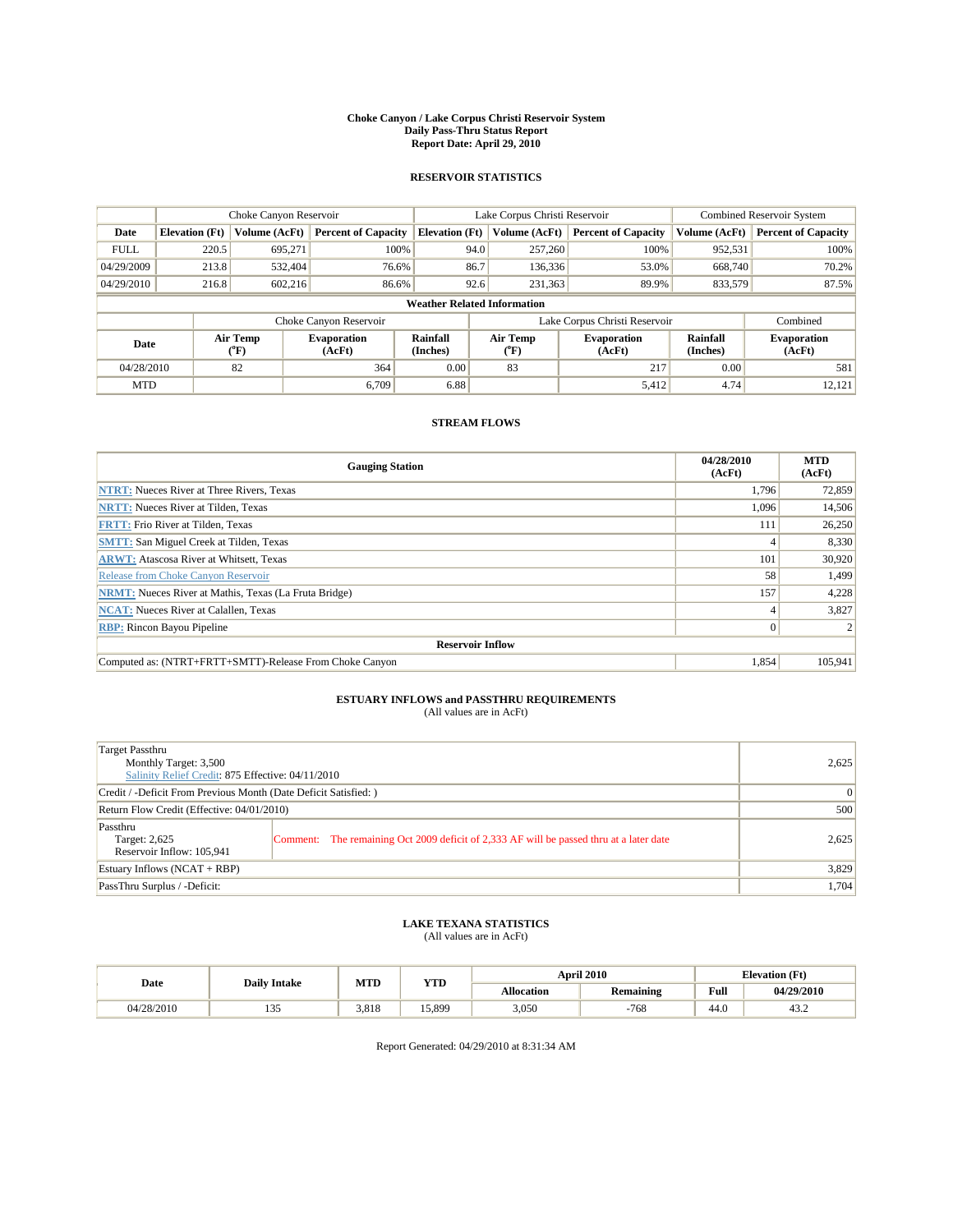# Choke Canyon / Lake Corpus Christi Reservoir System
## Daily Pass-Thru Status Report
## Report Date: April 29, 2010

### RESERVOIR STATISTICS

| | Choke Canyon Reservoir | | | Lake Corpus Christi Reservoir | | | Combined Reservoir System | |
|---|---|---|---|---|---|---|---|---|
| Date | Elevation (Ft) | Volume (AcFt) | Percent of Capacity | Elevation (Ft) | Volume (AcFt) | Percent of Capacity | Volume (AcFt) | Percent of Capacity |
| FULL | 220.5 | 695,271 | 100% | 94.0 | 257,260 | 100% | 952,531 | 100% |
| 04/29/2009 | 213.8 | 532,404 | 76.6% | 86.7 | 136,336 | 53.0% | 668,740 | 70.2% |
| 04/29/2010 | 216.8 | 602,216 | 86.6% | 92.6 | 231,363 | 89.9% | 833,579 | 87.5% |

**Weather Related Information**

| | Choke Canyon Reservoir | | | Lake Corpus Christi Reservoir | | | Combined |
|---|---|---|---|---|---|---|---|
| Date | Air Temp (°F) | Evaporation (AcFt) | Rainfall (Inches) | Air Temp (°F) | Evaporation (AcFt) | Rainfall (Inches) | Evaporation (AcFt) |
| 04/28/2010 | 82 | 364 | 0.00 | 83 | 217 | 0.00 | 581 |
| MTD | | 6,709 | 6.88 | | 5,412 | 4.74 | 12,121 |

### STREAM FLOWS

| Gauging Station | 04/28/2010 (AcFt) | MTD (AcFt) |
|---|---|---|
| NTRT: Nueces River at Three Rivers, Texas | 1,796 | 72,859 |
| NRTT: Nueces River at Tilden, Texas | 1,096 | 14,506 |
| FRTT: Frio River at Tilden, Texas | 111 | 26,250 |
| SMTT: San Miguel Creek at Tilden, Texas | 4 | 8,330 |
| ARWT: Atascosa River at Whitsett, Texas | 101 | 30,920 |
| Release from Choke Canyon Reservoir | 58 | 1,499 |
| NRMT: Nueces River at Mathis, Texas (La Fruta Bridge) | 157 | 4,228 |
| NCAT: Nueces River at Calallen, Texas | 4 | 3,827 |
| RBP: Rincon Bayou Pipeline | 0 | 2 |
| **Reservoir Inflow** | | |
| Computed as: (NTRT+FRTT+SMTT)-Release From Choke Canyon | 1,854 | 105,941 |

### ESTUARY INFLOWS and PASSTHRU REQUIREMENTS
(All values are in AcFt)

| | | |
|---|---|---|
| Target Passthru<br>Monthly Target: 3,500<br>Salinity Relief Credit: 875 Effective: 04/11/2010 | | 2,625 |
| Credit / -Deficit From Previous Month (Date Deficit Satisfied: ) | | 0 |
| Return Flow Credit (Effective: 04/01/2010) | | 500 |
| Passthru<br>Target: 2,625<br>Reservoir Inflow: 105,941 | Comment: The remaining Oct 2009 deficit of 2,333 AF will be passed thru at a later date | 2,625 |
| Estuary Inflows (NCAT + RBP) | | 3,829 |
| PassThru Surplus / -Deficit: | | 1,704 |

### LAKE TEXANA STATISTICS
(All values are in AcFt)

| Date | Daily Intake | MTD | YTD | April 2010 | | Elevation (Ft) | |
|---|---|---|---|---|---|---|---|
| | | | | Allocation | Remaining | Full | 04/29/2010 |
| 04/28/2010 | 135 | 3,818 | 15,899 | 3,050 | -768 | 44.0 | 43.2 |

Report Generated: 04/29/2010 at 8:31:34 AM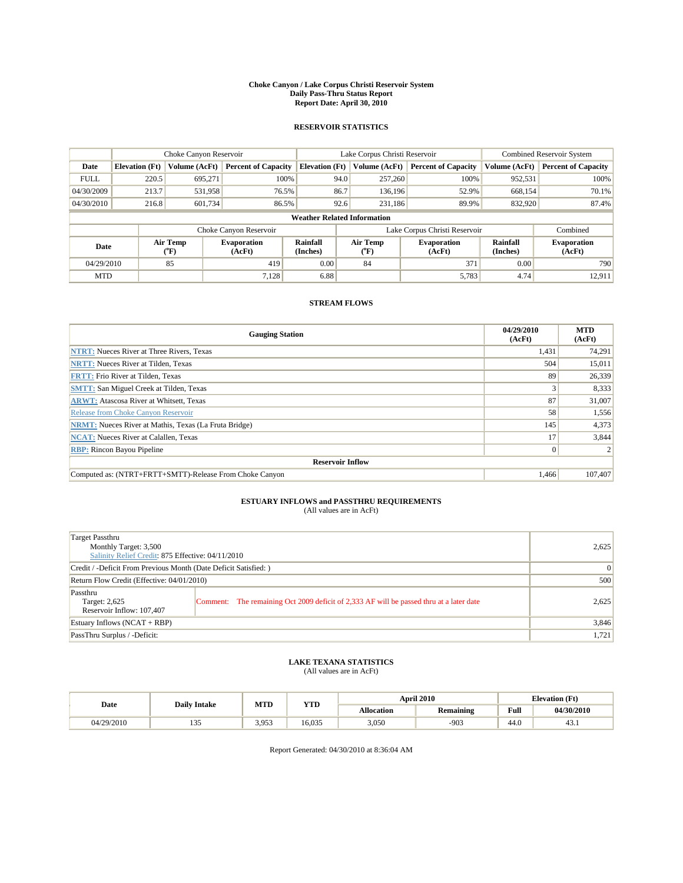**Choke Canyon / Lake Corpus Christi Reservoir System**
**Daily Pass-Thru Status Report**
**Report Date: April 30, 2010**

## RESERVOIR STATISTICS

| | Choke Canyon Reservoir | | | Lake Corpus Christi Reservoir | | | Combined Reservoir System | |
|---|---|---|---|---|---|---|---|---|
| **Date** | **Elevation (Ft)** | **Volume (AcFt)** | **Percent of Capacity** | **Elevation (Ft)** | **Volume (AcFt)** | **Percent of Capacity** | **Volume (AcFt)** | **Percent of Capacity** |
| FULL | 220.5 | 695,271 | 100% | 94.0 | 257,260 | 100% | 952,531 | 100% |
| 04/30/2009 | 213.7 | 531,958 | 76.5% | 86.7 | 136,196 | 52.9% | 668,154 | 70.1% |
| 04/30/2010 | 216.8 | 601,734 | 86.5% | 92.6 | 231,186 | 89.9% | 832,920 | 87.4% |

**Weather Related Information**

| | Choke Canyon Reservoir | | | Lake Corpus Christi Reservoir | | | Combined |
|---|---|---|---|---|---|---|---|
| **Date** | **Air Temp (°F)** | **Evaporation (AcFt)** | **Rainfall (Inches)** | **Air Temp (°F)** | **Evaporation (AcFt)** | **Rainfall (Inches)** | **Evaporation (AcFt)** |
| 04/29/2010 | 85 | 419 | 0.00 | 84 | 371 | 0.00 | 790 |
| MTD | | 7,128 | 6.88 | | 5,783 | 4.74 | 12,911 |

## STREAM FLOWS

| Gauging Station | 04/29/2010 (AcFt) | MTD (AcFt) |
|---|---|---|
| NTRT: Nueces River at Three Rivers, Texas | 1,431 | 74,291 |
| NRTT: Nueces River at Tilden, Texas | 504 | 15,011 |
| FRTT: Frio River at Tilden, Texas | 89 | 26,339 |
| SMTT: San Miguel Creek at Tilden, Texas | 3 | 8,333 |
| ARWT: Atascosa River at Whitsett, Texas | 87 | 31,007 |
| Release from Choke Canyon Reservoir | 58 | 1,556 |
| NRMT: Nueces River at Mathis, Texas (La Fruta Bridge) | 145 | 4,373 |
| NCAT: Nueces River at Calallen, Texas | 17 | 3,844 |
| RBP: Rincon Bayou Pipeline | 0 | 2 |
| **Reservoir Inflow** | | |
| Computed as: (NTRT+FRTT+SMTT)-Release From Choke Canyon | 1,466 | 107,407 |

## ESTUARY INFLOWS and PASSTHRU REQUIREMENTS
(All values are in AcFt)

| | |
|---|---|
| Target Passthru<br>Monthly Target: 3,500<br>Salinity Relief Credit: 875 Effective: 04/11/2010 | 2,625 |
| Credit / -Deficit From Previous Month (Date Deficit Satisfied: ) | 0 |
| Return Flow Credit (Effective: 04/01/2010) | 500 |
| Passthru<br>Target: 2,625<br>Reservoir Inflow: 107,407<br>Comment: The remaining Oct 2009 deficit of 2,333 AF will be passed thru at a later date | 2,625 |
| Estuary Inflows (NCAT + RBP) | 3,846 |
| PassThru Surplus / -Deficit: | 1,721 |

## LAKE TEXANA STATISTICS
(All values are in AcFt)

| Date | Daily Intake | MTD | YTD | April 2010 | | Elevation (Ft) | |
|---|---|---|---|---|---|---|---|
| | | | | **Allocation** | **Remaining** | **Full** | **04/30/2010** |
| 04/29/2010 | 135 | 3,953 | 16,035 | 3,050 | -903 | 44.0 | 43.1 |

Report Generated: 04/30/2010 at 8:36:04 AM